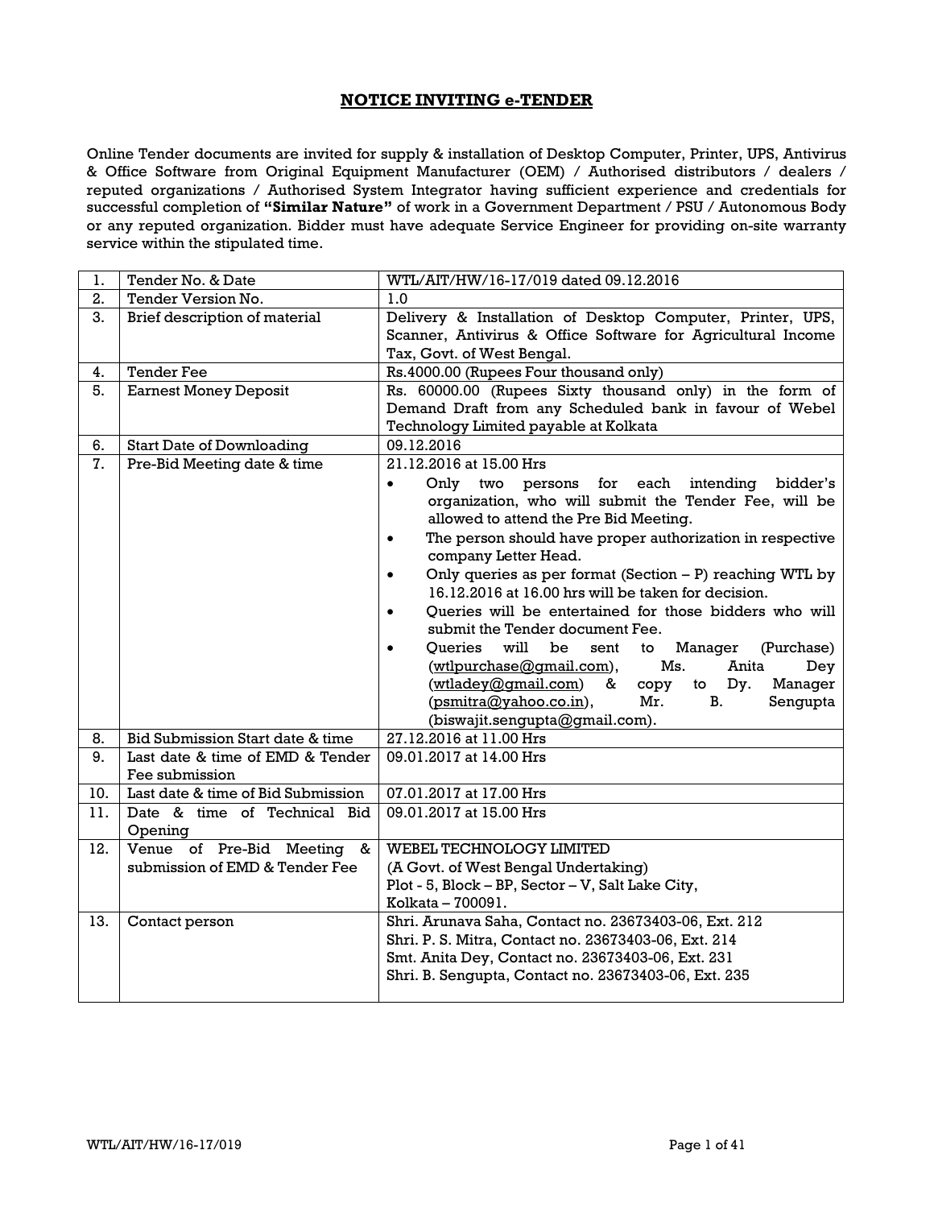# NOTICE INVITING e-TENDER

Online Tender documents are invited for supply & installation of Desktop Computer, Printer, UPS, Antivirus & Office Software from Original Equipment Manufacturer (OEM) / Authorised distributors / dealers / reputed organizations / Authorised System Integrator having sufficient experience and credentials for successful completion of **"Similar Nature"** of work in a Government Department / PSU / Autonomous Body or any reputed organization. Bidder must have adequate Service Engineer for providing on-site warranty service within the stipulated time.

| | | |
|---|---|---|
| 1. | Tender No. & Date | WTL/AIT/HW/16-17/019 dated 09.12.2016 |
| 2. | Tender Version No. | 1.0 |
| 3. | Brief description of material | Delivery & Installation of Desktop Computer, Printer, UPS, Scanner, Antivirus & Office Software for Agricultural Income Tax, Govt. of West Bengal. |
| 4. | Tender Fee | Rs.4000.00 (Rupees Four thousand only) |
| 5. | Earnest Money Deposit | Rs. 60000.00 (Rupees Sixty thousand only) in the form of Demand Draft from any Scheduled bank in favour of Webel Technology Limited payable at Kolkata |
| 6. | Start Date of Downloading | 09.12.2016 |
| 7. | Pre-Bid Meeting date & time | 21.12.2016 at 15.00 Hrs<br>• Only two persons for each intending bidder's organization, who will submit the Tender Fee, will be allowed to attend the Pre Bid Meeting.<br>• The person should have proper authorization in respective company Letter Head.<br>• Only queries as per format (Section – P) reaching WTL by 16.12.2016 at 16.00 hrs will be taken for decision.<br>• Queries will be entertained for those bidders who will submit the Tender document Fee.<br>• Queries will be sent to Manager (Purchase) (wtlpurchase@gmail.com), Ms. Anita Dey (wtladey@gmail.com) & copy to Dy. Manager (psmitra@yahoo.co.in), Mr. B. Sengupta (biswajit.sengupta@gmail.com). |
| 8. | Bid Submission Start date & time | 27.12.2016 at 11.00 Hrs |
| 9. | Last date & time of EMD & Tender Fee submission | 09.01.2017 at 14.00 Hrs |
| 10. | Last date & time of Bid Submission | 07.01.2017 at 17.00 Hrs |
| 11. | Date & time of Technical Bid Opening | 09.01.2017 at 15.00 Hrs |
| 12. | Venue of Pre-Bid Meeting & submission of EMD & Tender Fee | WEBEL TECHNOLOGY LIMITED<br>(A Govt. of West Bengal Undertaking)<br>Plot - 5, Block – BP, Sector – V, Salt Lake City,<br>Kolkata – 700091. |
| 13. | Contact person | Shri. Arunava Saha, Contact no. 23673403-06, Ext. 212<br>Shri. P. S. Mitra, Contact no. 23673403-06, Ext. 214<br>Smt. Anita Dey, Contact no. 23673403-06, Ext. 231<br>Shri. B. Sengupta, Contact no. 23673403-06, Ext. 235 |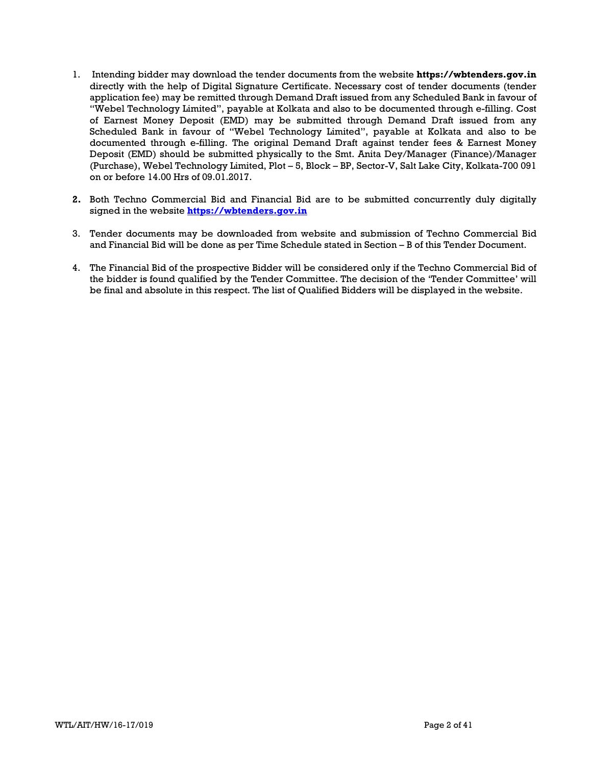1. Intending bidder may download the tender documents from the website **https://wbtenders.gov.in** directly with the help of Digital Signature Certificate. Necessary cost of tender documents (tender application fee) may be remitted through Demand Draft issued from any Scheduled Bank in favour of "Webel Technology Limited", payable at Kolkata and also to be documented through e-filling. Cost of Earnest Money Deposit (EMD) may be submitted through Demand Draft issued from any Scheduled Bank in favour of "Webel Technology Limited", payable at Kolkata and also to be documented through e-filling. The original Demand Draft against tender fees & Earnest Money Deposit (EMD) should be submitted physically to the Smt. Anita Dey/Manager (Finance)/Manager (Purchase), Webel Technology Limited, Plot – 5, Block – BP, Sector-V, Salt Lake City, Kolkata-700 091 on or before 14.00 Hrs of 09.01.2017.

2. Both Techno Commercial Bid and Financial Bid are to be submitted concurrently duly digitally signed in the website **https://wbtenders.gov.in**

3. Tender documents may be downloaded from website and submission of Techno Commercial Bid and Financial Bid will be done as per Time Schedule stated in Section – B of this Tender Document.

4. The Financial Bid of the prospective Bidder will be considered only if the Techno Commercial Bid of the bidder is found qualified by the Tender Committee. The decision of the 'Tender Committee' will be final and absolute in this respect. The list of Qualified Bidders will be displayed in the website.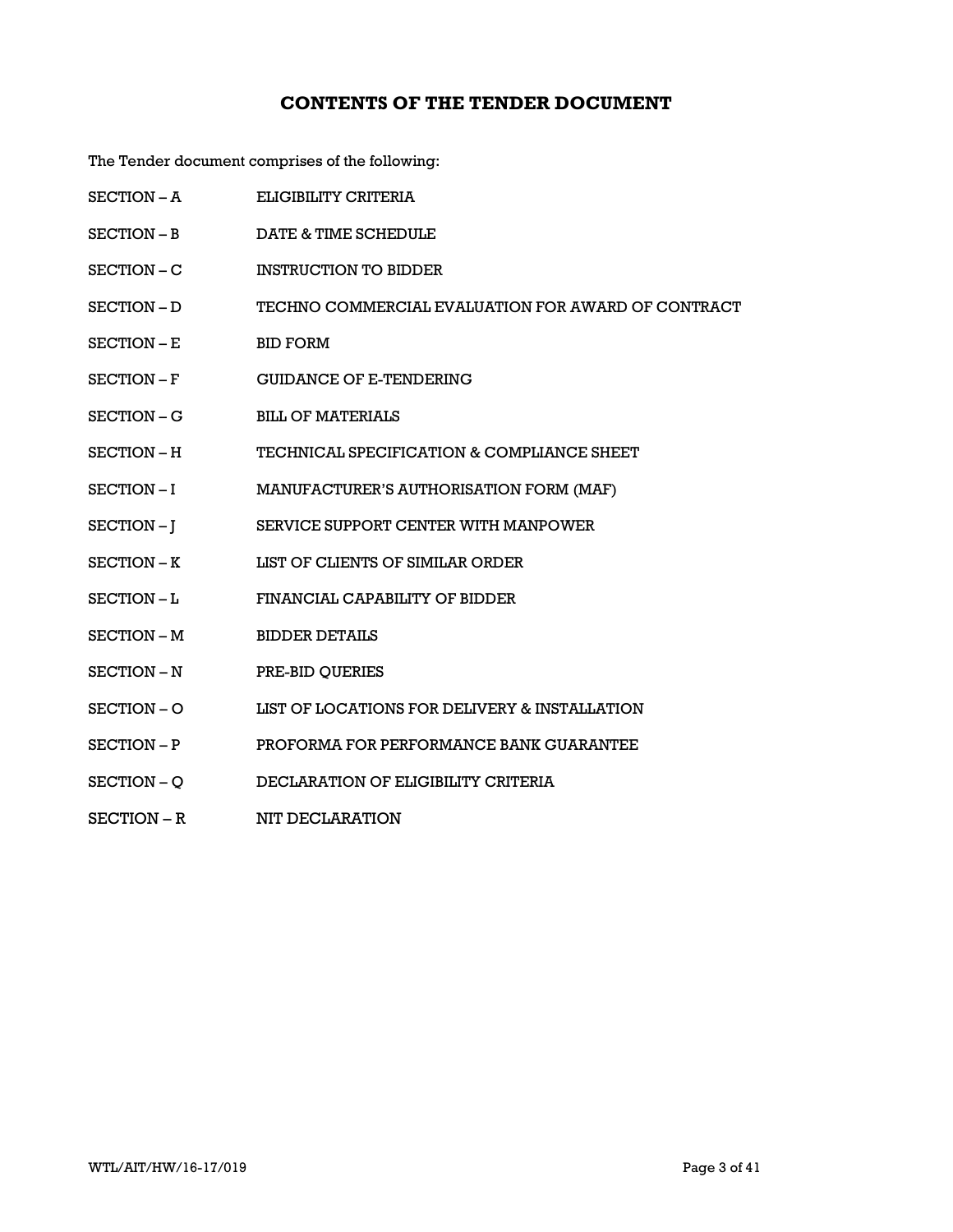# CONTENTS OF THE TENDER DOCUMENT

The Tender document comprises of the following:

| | |
|---|---|
| SECTION – A | ELIGIBILITY CRITERIA |
| SECTION – B | DATE & TIME SCHEDULE |
| SECTION – C | INSTRUCTION TO BIDDER |
| SECTION – D | TECHNO COMMERCIAL EVALUATION FOR AWARD OF CONTRACT |
| SECTION – E | BID FORM |
| SECTION – F | GUIDANCE OF E-TENDERING |
| SECTION – G | BILL OF MATERIALS |
| SECTION – H | TECHNICAL SPECIFICATION & COMPLIANCE SHEET |
| SECTION – I | MANUFACTURER'S AUTHORISATION FORM (MAF) |
| SECTION – J | SERVICE SUPPORT CENTER WITH MANPOWER |
| SECTION – K | LIST OF CLIENTS OF SIMILAR ORDER |
| SECTION – L | FINANCIAL CAPABILITY OF BIDDER |
| SECTION – M | BIDDER DETAILS |
| SECTION – N | PRE-BID QUERIES |
| SECTION – O | LIST OF LOCATIONS FOR DELIVERY & INSTALLATION |
| SECTION – P | PROFORMA FOR PERFORMANCE BANK GUARANTEE |
| SECTION – Q | DECLARATION OF ELIGIBILITY CRITERIA |
| SECTION – R | NIT DECLARATION |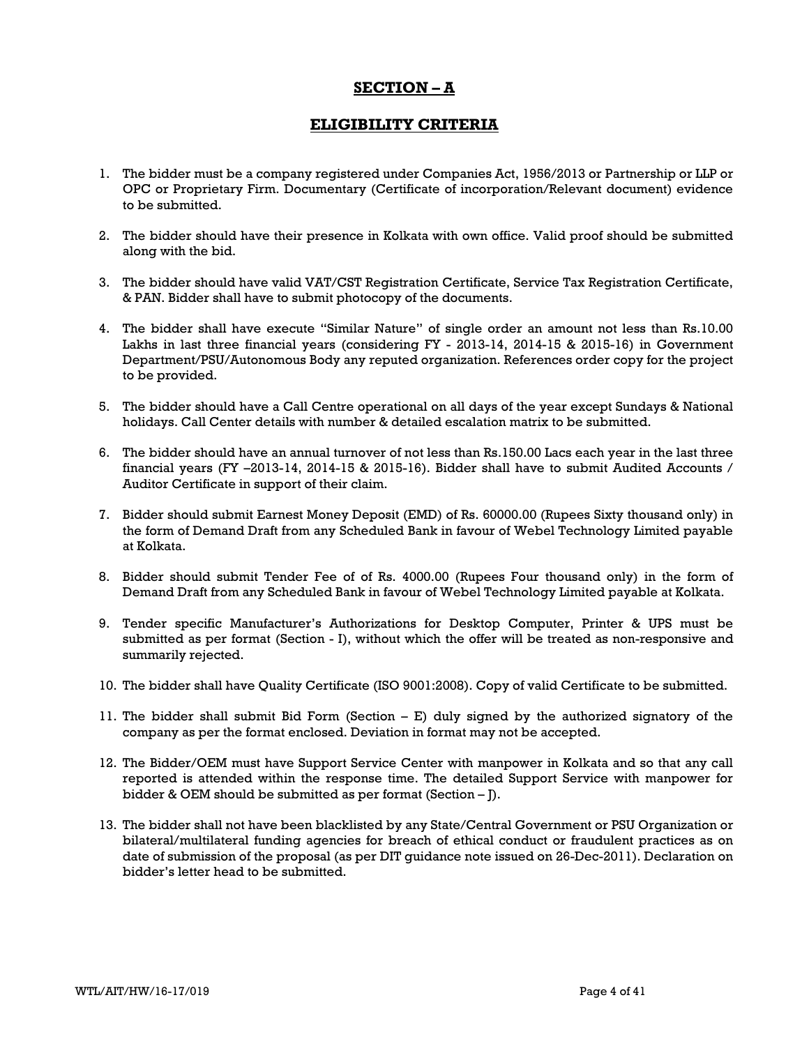# SECTION – A

## ELIGIBILITY CRITERIA

1. The bidder must be a company registered under Companies Act, 1956/2013 or Partnership or LLP or OPC or Proprietary Firm. Documentary (Certificate of incorporation/Relevant document) evidence to be submitted.

2. The bidder should have their presence in Kolkata with own office. Valid proof should be submitted along with the bid.

3. The bidder should have valid VAT/CST Registration Certificate, Service Tax Registration Certificate, & PAN. Bidder shall have to submit photocopy of the documents.

4. The bidder shall have execute "Similar Nature" of single order an amount not less than Rs.10.00 Lakhs in last three financial years (considering FY - 2013-14, 2014-15 & 2015-16) in Government Department/PSU/Autonomous Body any reputed organization. References order copy for the project to be provided.

5. The bidder should have a Call Centre operational on all days of the year except Sundays & National holidays. Call Center details with number & detailed escalation matrix to be submitted.

6. The bidder should have an annual turnover of not less than Rs.150.00 Lacs each year in the last three financial years (FY –2013-14, 2014-15 & 2015-16). Bidder shall have to submit Audited Accounts / Auditor Certificate in support of their claim.

7. Bidder should submit Earnest Money Deposit (EMD) of Rs. 60000.00 (Rupees Sixty thousand only) in the form of Demand Draft from any Scheduled Bank in favour of Webel Technology Limited payable at Kolkata.

8. Bidder should submit Tender Fee of of Rs. 4000.00 (Rupees Four thousand only) in the form of Demand Draft from any Scheduled Bank in favour of Webel Technology Limited payable at Kolkata.

9. Tender specific Manufacturer's Authorizations for Desktop Computer, Printer & UPS must be submitted as per format (Section - I), without which the offer will be treated as non-responsive and summarily rejected.

10. The bidder shall have Quality Certificate (ISO 9001:2008). Copy of valid Certificate to be submitted.

11. The bidder shall submit Bid Form (Section – E) duly signed by the authorized signatory of the company as per the format enclosed. Deviation in format may not be accepted.

12. The Bidder/OEM must have Support Service Center with manpower in Kolkata and so that any call reported is attended within the response time. The detailed Support Service with manpower for bidder & OEM should be submitted as per format (Section – J).

13. The bidder shall not have been blacklisted by any State/Central Government or PSU Organization or bilateral/multilateral funding agencies for breach of ethical conduct or fraudulent practices as on date of submission of the proposal (as per DIT guidance note issued on 26-Dec-2011). Declaration on bidder's letter head to be submitted.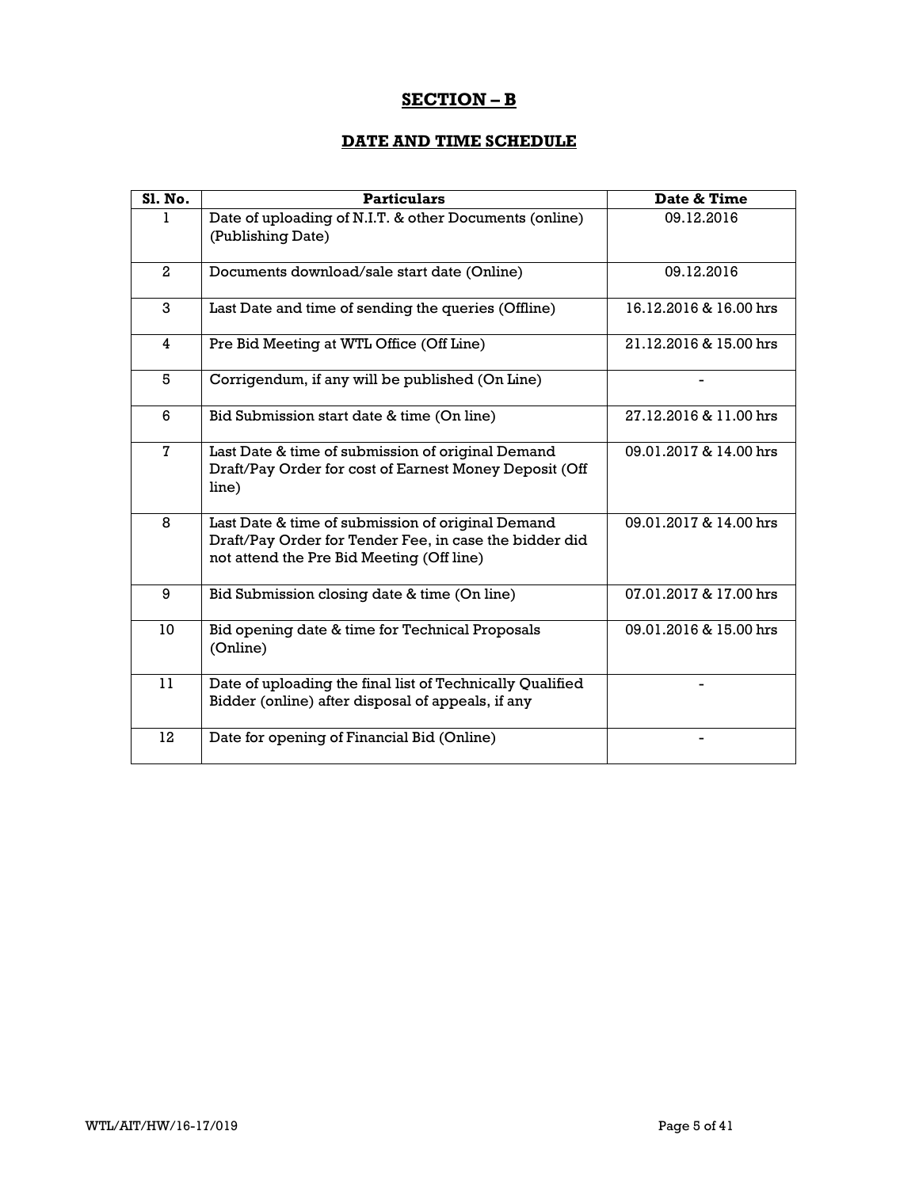## SECTION – B

### DATE AND TIME SCHEDULE

| Sl. No. | Particulars | Date & Time |
|---|---|---|
| 1 | Date of uploading of N.I.T. & other Documents (online) (Publishing Date) | 09.12.2016 |
| 2 | Documents download/sale start date (Online) | 09.12.2016 |
| 3 | Last Date and time of sending the queries (Offline) | 16.12.2016 & 16.00 hrs |
| 4 | Pre Bid Meeting at WTL Office (Off Line) | 21.12.2016 & 15.00 hrs |
| 5 | Corrigendum, if any will be published (On Line) | - |
| 6 | Bid Submission start date & time (On line) | 27.12.2016 & 11.00 hrs |
| 7 | Last Date & time of submission of original Demand Draft/Pay Order for cost of Earnest Money Deposit (Off line) | 09.01.2017 & 14.00 hrs |
| 8 | Last Date & time of submission of original Demand Draft/Pay Order for Tender Fee, in case the bidder did not attend the Pre Bid Meeting (Off line) | 09.01.2017 & 14.00 hrs |
| 9 | Bid Submission closing date & time (On line) | 07.01.2017 & 17.00 hrs |
| 10 | Bid opening date & time for Technical Proposals (Online) | 09.01.2016 & 15.00 hrs |
| 11 | Date of uploading the final list of Technically Qualified Bidder (online) after disposal of appeals, if any | - |
| 12 | Date for opening of Financial Bid (Online) | - |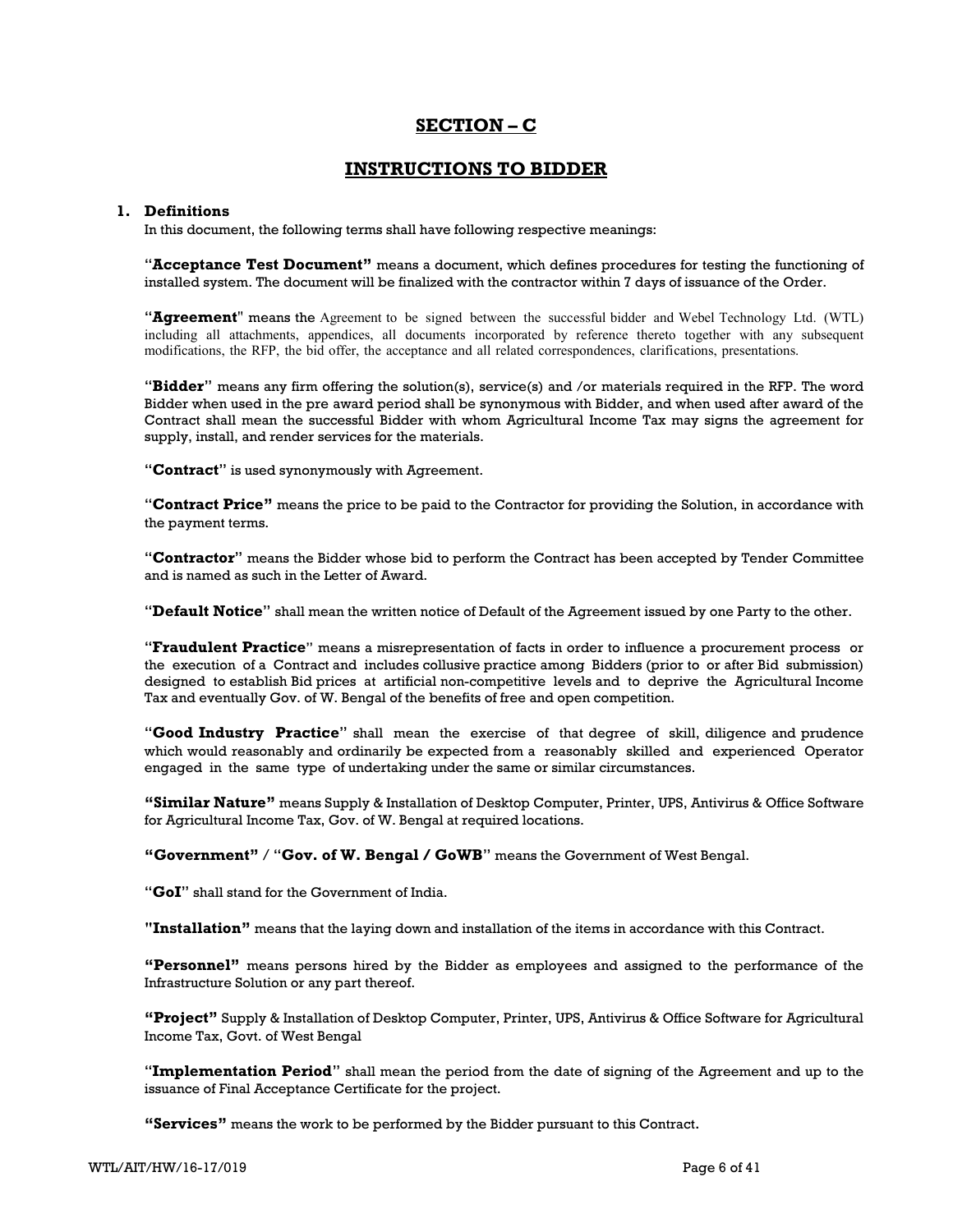## SECTION – C

## INSTRUCTIONS TO BIDDER

**1. Definitions**

In this document, the following terms shall have following respective meanings:

"**Acceptance Test Document"** means a document, which defines procedures for testing the functioning of installed system. The document will be finalized with the contractor within 7 days of issuance of the Order.

"**Agreement**" means the Agreement to be signed between the successful bidder and Webel Technology Ltd. (WTL) including all attachments, appendices, all documents incorporated by reference thereto together with any subsequent modifications, the RFP, the bid offer, the acceptance and all related correspondences, clarifications, presentations.

"**Bidder**" means any firm offering the solution(s), service(s) and /or materials required in the RFP. The word Bidder when used in the pre award period shall be synonymous with Bidder, and when used after award of the Contract shall mean the successful Bidder with whom Agricultural Income Tax may signs the agreement for supply, install, and render services for the materials.

"**Contract**" is used synonymously with Agreement.

"**Contract Price"** means the price to be paid to the Contractor for providing the Solution, in accordance with the payment terms.

"**Contractor**" means the Bidder whose bid to perform the Contract has been accepted by Tender Committee and is named as such in the Letter of Award.

"**Default Notice**" shall mean the written notice of Default of the Agreement issued by one Party to the other.

"**Fraudulent Practice**" means a misrepresentation of facts in order to influence a procurement process or the execution of a Contract and includes collusive practice among Bidders (prior to or after Bid submission) designed to establish Bid prices at artificial non-competitive levels and to deprive the Agricultural Income Tax and eventually Gov. of W. Bengal of the benefits of free and open competition.

"**Good Industry Practice**" shall mean the exercise of that degree of skill, diligence and prudence which would reasonably and ordinarily be expected from a reasonably skilled and experienced Operator engaged in the same type of undertaking under the same or similar circumstances.

**"Similar Nature"** means Supply & Installation of Desktop Computer, Printer, UPS, Antivirus & Office Software for Agricultural Income Tax, Gov. of W. Bengal at required locations.

**"Government"** / "**Gov. of W. Bengal / GoWB**" means the Government of West Bengal.

"**GoI**" shall stand for the Government of India.

**"Installation"** means that the laying down and installation of the items in accordance with this Contract.

**"Personnel"** means persons hired by the Bidder as employees and assigned to the performance of the Infrastructure Solution or any part thereof.

**"Project"** Supply & Installation of Desktop Computer, Printer, UPS, Antivirus & Office Software for Agricultural Income Tax, Govt. of West Bengal

"**Implementation Period**" shall mean the period from the date of signing of the Agreement and up to the issuance of Final Acceptance Certificate for the project.

**"Services"** means the work to be performed by the Bidder pursuant to this Contract.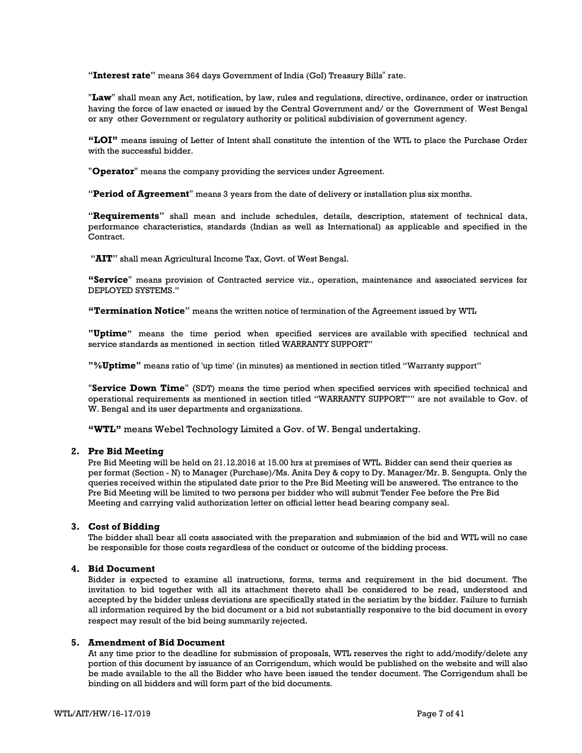"**Interest rate**" means 364 days Government of India (GoI) Treasury Bills" rate.

"**Law**" shall mean any Act, notification, by law, rules and regulations, directive, ordinance, order or instruction having the force of law enacted or issued by the Central Government and/ or the Government of West Bengal or any other Government or regulatory authority or political subdivision of government agency.

**"LOI"** means issuing of Letter of Intent shall constitute the intention of the WTL to place the Purchase Order with the successful bidder.

"**Operator**" means the company providing the services under Agreement.

"**Period of Agreement**" means 3 years from the date of delivery or installation plus six months.

"**Requirements**" shall mean and include schedules, details, description, statement of technical data, performance characteristics, standards (Indian as well as International) as applicable and specified in the Contract.

"**AIT**" shall mean Agricultural Income Tax, Govt. of West Bengal.

**"Service**" means provision of Contracted service viz., operation, maintenance and associated services for DEPLOYED SYSTEMS."

**"Termination Notice"** means the written notice of termination of the Agreement issued by WTL

**"Uptime"** means the time period when specified services are available with specified technical and service standards as mentioned in section titled WARRANTY SUPPORT"

**"%Uptime"** means ratio of 'up time' (in minutes) as mentioned in section titled "Warranty support"

"**Service Down Time**" (SDT) means the time period when specified services with specified technical and operational requirements as mentioned in section titled "WARRANTY SUPPORT"" are not available to Gov. of W. Bengal and its user departments and organizations.

**"WTL"** means Webel Technology Limited a Gov. of W. Bengal undertaking.

## 2. Pre Bid Meeting

Pre Bid Meeting will be held on 21.12.2016 at 15.00 hrs at premises of WTL. Bidder can send their queries as per format (Section - N) to Manager (Purchase)/Ms. Anita Dey & copy to Dy. Manager/Mr. B. Sengupta. Only the queries received within the stipulated date prior to the Pre Bid Meeting will be answered. The entrance to the Pre Bid Meeting will be limited to two persons per bidder who will submit Tender Fee before the Pre Bid Meeting and carrying valid authorization letter on official letter head bearing company seal.

## 3. Cost of Bidding

The bidder shall bear all costs associated with the preparation and submission of the bid and WTL will no case be responsible for those costs regardless of the conduct or outcome of the bidding process.

## 4. Bid Document

Bidder is expected to examine all instructions, forms, terms and requirement in the bid document. The invitation to bid together with all its attachment thereto shall be considered to be read, understood and accepted by the bidder unless deviations are specifically stated in the seriatim by the bidder. Failure to furnish all information required by the bid document or a bid not substantially responsive to the bid document in every respect may result of the bid being summarily rejected.

## 5. Amendment of Bid Document

At any time prior to the deadline for submission of proposals, WTL reserves the right to add/modify/delete any portion of this document by issuance of an Corrigendum, which would be published on the website and will also be made available to the all the Bidder who have been issued the tender document. The Corrigendum shall be binding on all bidders and will form part of the bid documents.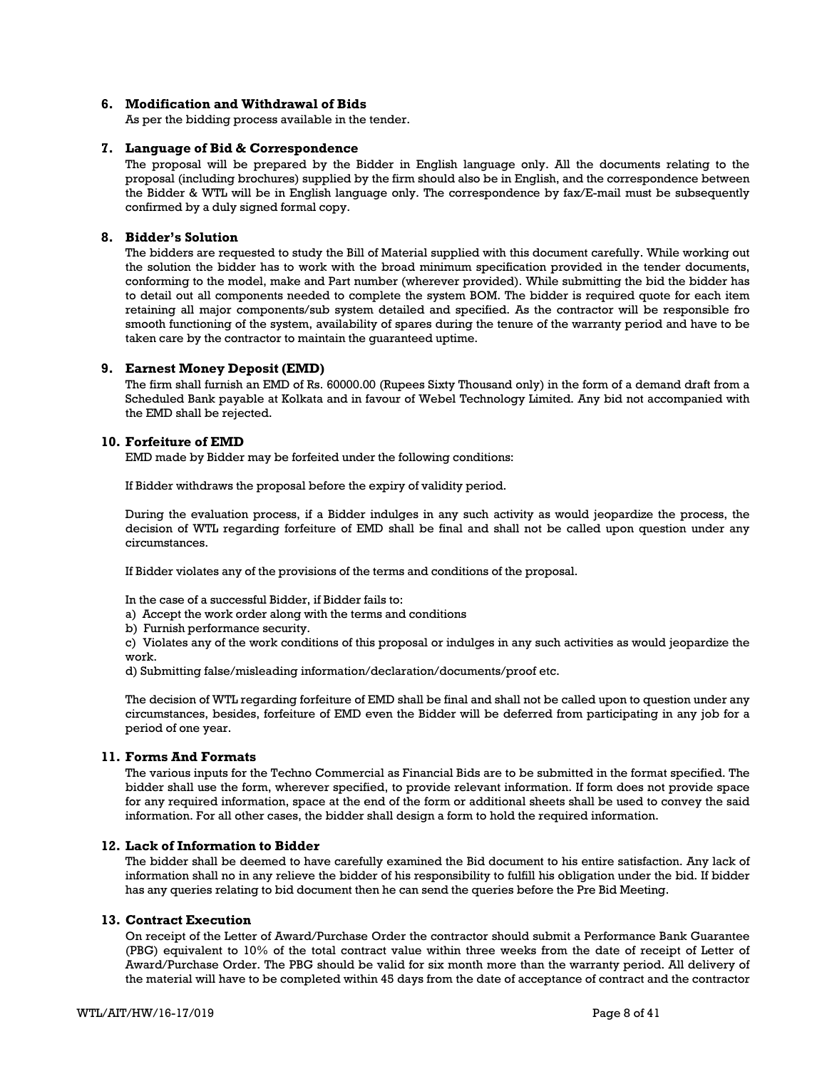### 6. Modification and Withdrawal of Bids

As per the bidding process available in the tender.

### 7. Language of Bid & Correspondence

The proposal will be prepared by the Bidder in English language only. All the documents relating to the proposal (including brochures) supplied by the firm should also be in English, and the correspondence between the Bidder & WTL will be in English language only. The correspondence by fax/E-mail must be subsequently confirmed by a duly signed formal copy.

### 8. Bidder's Solution

The bidders are requested to study the Bill of Material supplied with this document carefully. While working out the solution the bidder has to work with the broad minimum specification provided in the tender documents, conforming to the model, make and Part number (wherever provided). While submitting the bid the bidder has to detail out all components needed to complete the system BOM. The bidder is required quote for each item retaining all major components/sub system detailed and specified. As the contractor will be responsible fro smooth functioning of the system, availability of spares during the tenure of the warranty period and have to be taken care by the contractor to maintain the guaranteed uptime.

### 9. Earnest Money Deposit (EMD)

The firm shall furnish an EMD of Rs. 60000.00 (Rupees Sixty Thousand only) in the form of a demand draft from a Scheduled Bank payable at Kolkata and in favour of Webel Technology Limited. Any bid not accompanied with the EMD shall be rejected.

### 10. Forfeiture of EMD

EMD made by Bidder may be forfeited under the following conditions:

If Bidder withdraws the proposal before the expiry of validity period.

During the evaluation process, if a Bidder indulges in any such activity as would jeopardize the process, the decision of WTL regarding forfeiture of EMD shall be final and shall not be called upon question under any circumstances.

If Bidder violates any of the provisions of the terms and conditions of the proposal.

In the case of a successful Bidder, if Bidder fails to:

a) Accept the work order along with the terms and conditions
b) Furnish performance security.
c) Violates any of the work conditions of this proposal or indulges in any such activities as would jeopardize the work.
d) Submitting false/misleading information/declaration/documents/proof etc.

The decision of WTL regarding forfeiture of EMD shall be final and shall not be called upon to question under any circumstances, besides, forfeiture of EMD even the Bidder will be deferred from participating in any job for a period of one year.

### 11. Forms And Formats

The various inputs for the Techno Commercial as Financial Bids are to be submitted in the format specified. The bidder shall use the form, wherever specified, to provide relevant information. If form does not provide space for any required information, space at the end of the form or additional sheets shall be used to convey the said information. For all other cases, the bidder shall design a form to hold the required information.

### 12. Lack of Information to Bidder

The bidder shall be deemed to have carefully examined the Bid document to his entire satisfaction. Any lack of information shall no in any relieve the bidder of his responsibility to fulfill his obligation under the bid. If bidder has any queries relating to bid document then he can send the queries before the Pre Bid Meeting.

### 13. Contract Execution

On receipt of the Letter of Award/Purchase Order the contractor should submit a Performance Bank Guarantee (PBG) equivalent to 10% of the total contract value within three weeks from the date of receipt of Letter of Award/Purchase Order. The PBG should be valid for six month more than the warranty period. All delivery of the material will have to be completed within 45 days from the date of acceptance of contract and the contractor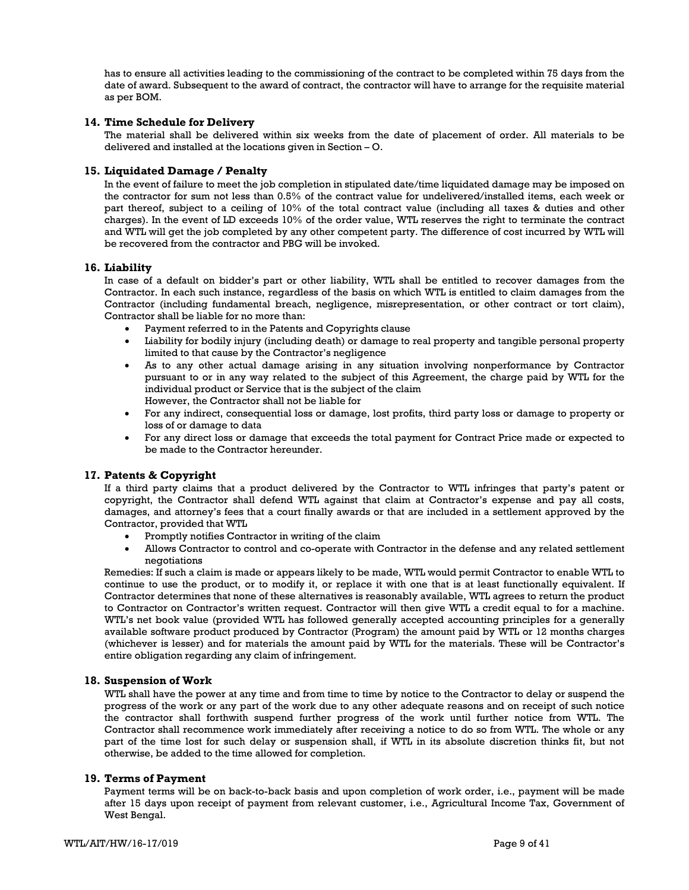has to ensure all activities leading to the commissioning of the contract to be completed within 75 days from the date of award. Subsequent to the award of contract, the contractor will have to arrange for the requisite material as per BOM.

## 14. Time Schedule for Delivery

The material shall be delivered within six weeks from the date of placement of order. All materials to be delivered and installed at the locations given in Section – O.

## 15. Liquidated Damage / Penalty

In the event of failure to meet the job completion in stipulated date/time liquidated damage may be imposed on the contractor for sum not less than 0.5% of the contract value for undelivered/installed items, each week or part thereof, subject to a ceiling of 10% of the total contract value (including all taxes & duties and other charges). In the event of LD exceeds 10% of the order value, WTL reserves the right to terminate the contract and WTL will get the job completed by any other competent party. The difference of cost incurred by WTL will be recovered from the contractor and PBG will be invoked.

## 16. Liability

In case of a default on bidder's part or other liability, WTL shall be entitled to recover damages from the Contractor. In each such instance, regardless of the basis on which WTL is entitled to claim damages from the Contractor (including fundamental breach, negligence, misrepresentation, or other contract or tort claim), Contractor shall be liable for no more than:

- Payment referred to in the Patents and Copyrights clause
- Liability for bodily injury (including death) or damage to real property and tangible personal property limited to that cause by the Contractor's negligence
- As to any other actual damage arising in any situation involving nonperformance by Contractor pursuant to or in any way related to the subject of this Agreement, the charge paid by WTL for the individual product or Service that is the subject of the claim
  However, the Contractor shall not be liable for
- For any indirect, consequential loss or damage, lost profits, third party loss or damage to property or loss of or damage to data
- For any direct loss or damage that exceeds the total payment for Contract Price made or expected to be made to the Contractor hereunder.

## 17. Patents & Copyright

If a third party claims that a product delivered by the Contractor to WTL infringes that party's patent or copyright, the Contractor shall defend WTL against that claim at Contractor's expense and pay all costs, damages, and attorney's fees that a court finally awards or that are included in a settlement approved by the Contractor, provided that WTL

- Promptly notifies Contractor in writing of the claim
- Allows Contractor to control and co-operate with Contractor in the defense and any related settlement negotiations

Remedies: If such a claim is made or appears likely to be made, WTL would permit Contractor to enable WTL to continue to use the product, or to modify it, or replace it with one that is at least functionally equivalent. If Contractor determines that none of these alternatives is reasonably available, WTL agrees to return the product to Contractor on Contractor's written request. Contractor will then give WTL a credit equal to for a machine. WTL's net book value (provided WTL has followed generally accepted accounting principles for a generally available software product produced by Contractor (Program) the amount paid by WTL or 12 months charges (whichever is lesser) and for materials the amount paid by WTL for the materials. These will be Contractor's entire obligation regarding any claim of infringement.

## 18. Suspension of Work

WTL shall have the power at any time and from time to time by notice to the Contractor to delay or suspend the progress of the work or any part of the work due to any other adequate reasons and on receipt of such notice the contractor shall forthwith suspend further progress of the work until further notice from WTL. The Contractor shall recommence work immediately after receiving a notice to do so from WTL. The whole or any part of the time lost for such delay or suspension shall, if WTL in its absolute discretion thinks fit, but not otherwise, be added to the time allowed for completion.

## 19. Terms of Payment

Payment terms will be on back-to-back basis and upon completion of work order, i.e., payment will be made after 15 days upon receipt of payment from relevant customer, i.e., Agricultural Income Tax, Government of West Bengal.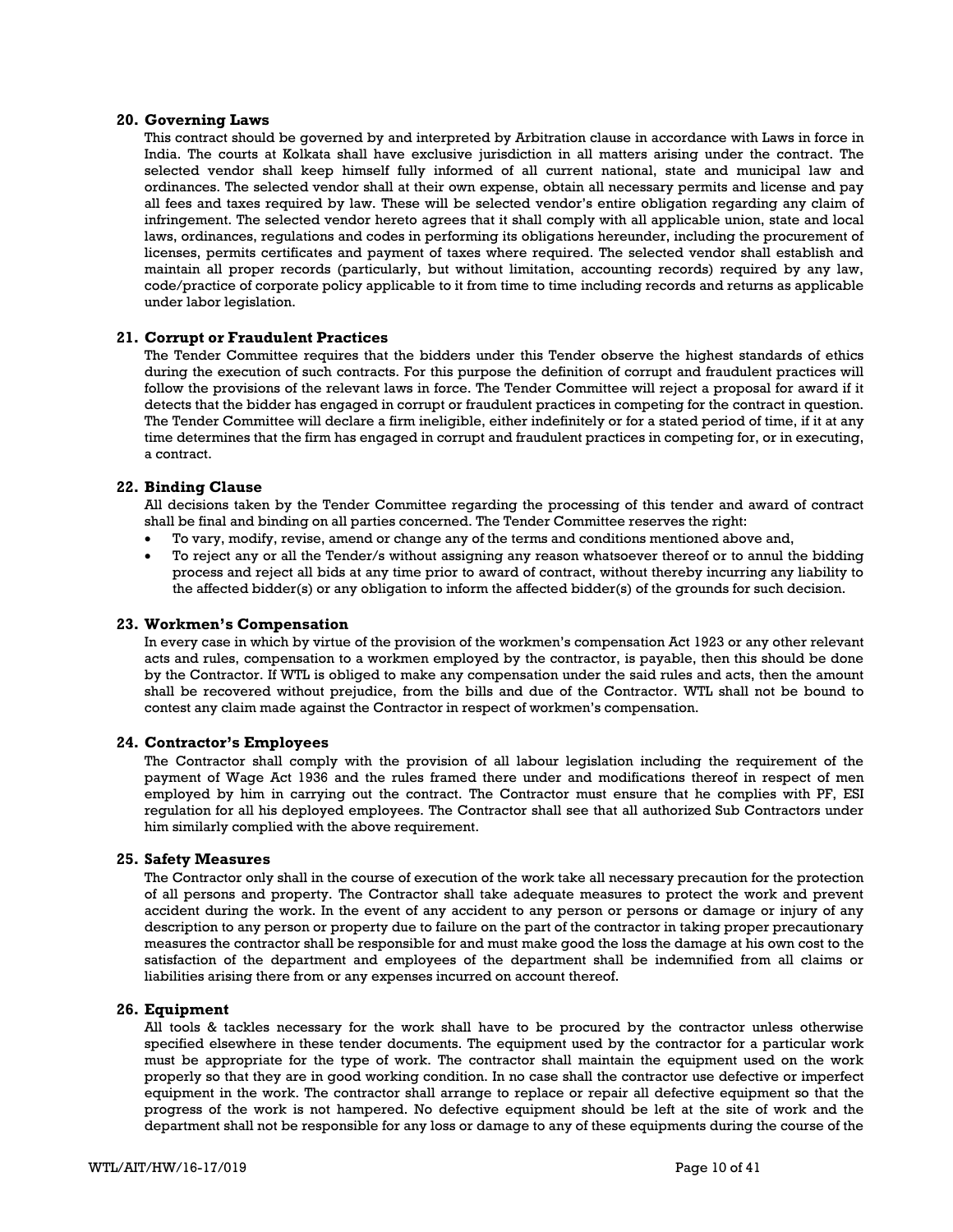### 20. Governing Laws

This contract should be governed by and interpreted by Arbitration clause in accordance with Laws in force in India. The courts at Kolkata shall have exclusive jurisdiction in all matters arising under the contract. The selected vendor shall keep himself fully informed of all current national, state and municipal law and ordinances. The selected vendor shall at their own expense, obtain all necessary permits and license and pay all fees and taxes required by law. These will be selected vendor's entire obligation regarding any claim of infringement. The selected vendor hereto agrees that it shall comply with all applicable union, state and local laws, ordinances, regulations and codes in performing its obligations hereunder, including the procurement of licenses, permits certificates and payment of taxes where required. The selected vendor shall establish and maintain all proper records (particularly, but without limitation, accounting records) required by any law, code/practice of corporate policy applicable to it from time to time including records and returns as applicable under labor legislation.

### 21. Corrupt or Fraudulent Practices

The Tender Committee requires that the bidders under this Tender observe the highest standards of ethics during the execution of such contracts. For this purpose the definition of corrupt and fraudulent practices will follow the provisions of the relevant laws in force. The Tender Committee will reject a proposal for award if it detects that the bidder has engaged in corrupt or fraudulent practices in competing for the contract in question. The Tender Committee will declare a firm ineligible, either indefinitely or for a stated period of time, if it at any time determines that the firm has engaged in corrupt and fraudulent practices in competing for, or in executing, a contract.

### 22. Binding Clause

All decisions taken by the Tender Committee regarding the processing of this tender and award of contract shall be final and binding on all parties concerned. The Tender Committee reserves the right:

- To vary, modify, revise, amend or change any of the terms and conditions mentioned above and,
- To reject any or all the Tender/s without assigning any reason whatsoever thereof or to annul the bidding process and reject all bids at any time prior to award of contract, without thereby incurring any liability to the affected bidder(s) or any obligation to inform the affected bidder(s) of the grounds for such decision.

### 23. Workmen's Compensation

In every case in which by virtue of the provision of the workmen's compensation Act 1923 or any other relevant acts and rules, compensation to a workmen employed by the contractor, is payable, then this should be done by the Contractor. If WTL is obliged to make any compensation under the said rules and acts, then the amount shall be recovered without prejudice, from the bills and due of the Contractor. WTL shall not be bound to contest any claim made against the Contractor in respect of workmen's compensation.

### 24. Contractor's Employees

The Contractor shall comply with the provision of all labour legislation including the requirement of the payment of Wage Act 1936 and the rules framed there under and modifications thereof in respect of men employed by him in carrying out the contract. The Contractor must ensure that he complies with PF, ESI regulation for all his deployed employees. The Contractor shall see that all authorized Sub Contractors under him similarly complied with the above requirement.

### 25. Safety Measures

The Contractor only shall in the course of execution of the work take all necessary precaution for the protection of all persons and property. The Contractor shall take adequate measures to protect the work and prevent accident during the work. In the event of any accident to any person or persons or damage or injury of any description to any person or property due to failure on the part of the contractor in taking proper precautionary measures the contractor shall be responsible for and must make good the loss the damage at his own cost to the satisfaction of the department and employees of the department shall be indemnified from all claims or liabilities arising there from or any expenses incurred on account thereof.

### 26. Equipment

All tools & tackles necessary for the work shall have to be procured by the contractor unless otherwise specified elsewhere in these tender documents. The equipment used by the contractor for a particular work must be appropriate for the type of work. The contractor shall maintain the equipment used on the work properly so that they are in good working condition. In no case shall the contractor use defective or imperfect equipment in the work. The contractor shall arrange to replace or repair all defective equipment so that the progress of the work is not hampered. No defective equipment should be left at the site of work and the department shall not be responsible for any loss or damage to any of these equipments during the course of the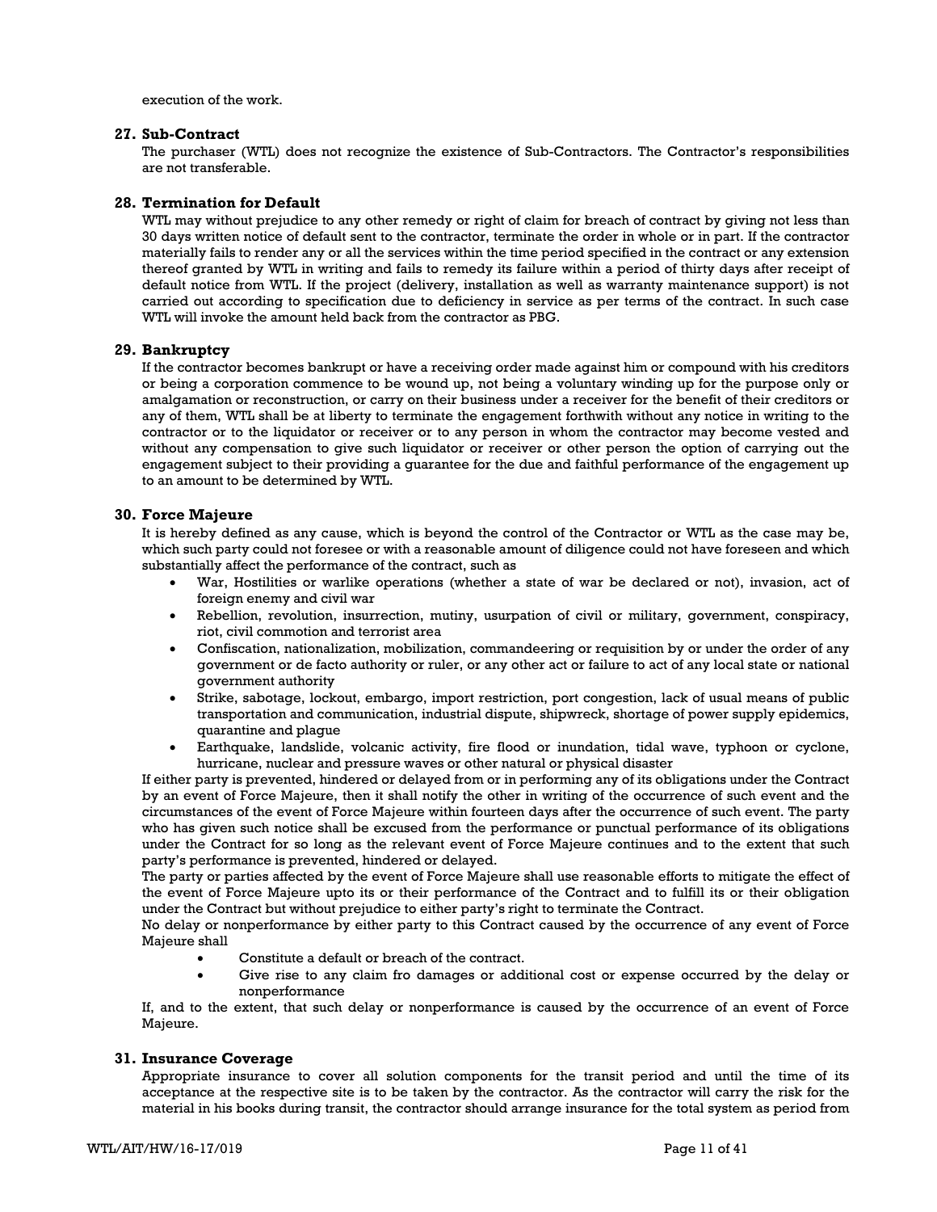execution of the work.

### 27. Sub-Contract

The purchaser (WTL) does not recognize the existence of Sub-Contractors. The Contractor's responsibilities are not transferable.

### 28. Termination for Default

WTL may without prejudice to any other remedy or right of claim for breach of contract by giving not less than 30 days written notice of default sent to the contractor, terminate the order in whole or in part. If the contractor materially fails to render any or all the services within the time period specified in the contract or any extension thereof granted by WTL in writing and fails to remedy its failure within a period of thirty days after receipt of default notice from WTL. If the project (delivery, installation as well as warranty maintenance support) is not carried out according to specification due to deficiency in service as per terms of the contract. In such case WTL will invoke the amount held back from the contractor as PBG.

### 29. Bankruptcy

If the contractor becomes bankrupt or have a receiving order made against him or compound with his creditors or being a corporation commence to be wound up, not being a voluntary winding up for the purpose only or amalgamation or reconstruction, or carry on their business under a receiver for the benefit of their creditors or any of them, WTL shall be at liberty to terminate the engagement forthwith without any notice in writing to the contractor or to the liquidator or receiver or to any person in whom the contractor may become vested and without any compensation to give such liquidator or receiver or other person the option of carrying out the engagement subject to their providing a guarantee for the due and faithful performance of the engagement up to an amount to be determined by WTL.

### 30. Force Majeure

It is hereby defined as any cause, which is beyond the control of the Contractor or WTL as the case may be, which such party could not foresee or with a reasonable amount of diligence could not have foreseen and which substantially affect the performance of the contract, such as

- War, Hostilities or warlike operations (whether a state of war be declared or not), invasion, act of foreign enemy and civil war
- Rebellion, revolution, insurrection, mutiny, usurpation of civil or military, government, conspiracy, riot, civil commotion and terrorist area
- Confiscation, nationalization, mobilization, commandeering or requisition by or under the order of any government or de facto authority or ruler, or any other act or failure to act of any local state or national government authority
- Strike, sabotage, lockout, embargo, import restriction, port congestion, lack of usual means of public transportation and communication, industrial dispute, shipwreck, shortage of power supply epidemics, quarantine and plague
- Earthquake, landslide, volcanic activity, fire flood or inundation, tidal wave, typhoon or cyclone, hurricane, nuclear and pressure waves or other natural or physical disaster

If either party is prevented, hindered or delayed from or in performing any of its obligations under the Contract by an event of Force Majeure, then it shall notify the other in writing of the occurrence of such event and the circumstances of the event of Force Majeure within fourteen days after the occurrence of such event. The party who has given such notice shall be excused from the performance or punctual performance of its obligations under the Contract for so long as the relevant event of Force Majeure continues and to the extent that such party's performance is prevented, hindered or delayed.

The party or parties affected by the event of Force Majeure shall use reasonable efforts to mitigate the effect of the event of Force Majeure upto its or their performance of the Contract and to fulfill its or their obligation under the Contract but without prejudice to either party's right to terminate the Contract.

No delay or nonperformance by either party to this Contract caused by the occurrence of any event of Force Majeure shall

- Constitute a default or breach of the contract.
- Give rise to any claim fro damages or additional cost or expense occurred by the delay or nonperformance

If, and to the extent, that such delay or nonperformance is caused by the occurrence of an event of Force Majeure.

### 31. Insurance Coverage

Appropriate insurance to cover all solution components for the transit period and until the time of its acceptance at the respective site is to be taken by the contractor. As the contractor will carry the risk for the material in his books during transit, the contractor should arrange insurance for the total system as period from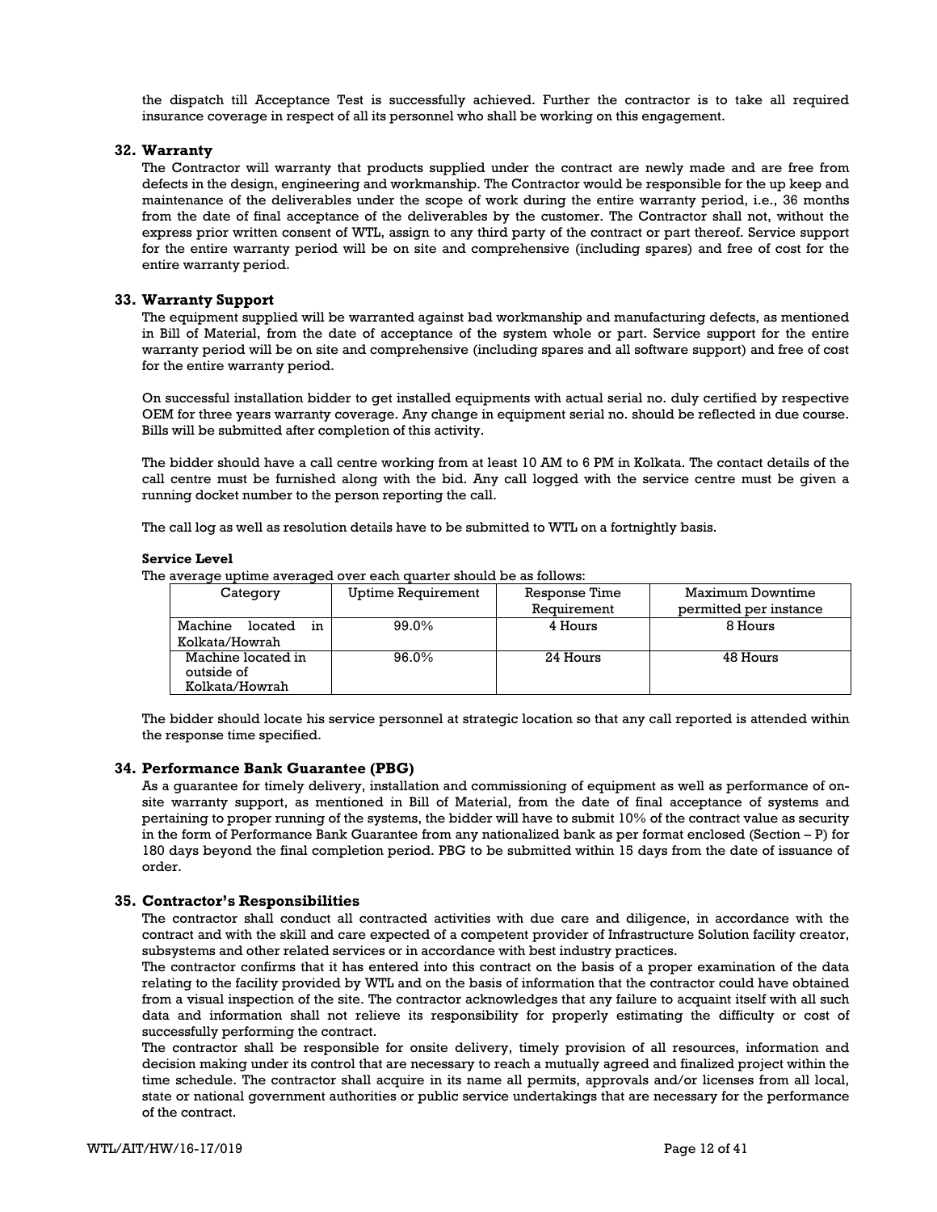the dispatch till Acceptance Test is successfully achieved. Further the contractor is to take all required insurance coverage in respect of all its personnel who shall be working on this engagement.

### 32. Warranty

The Contractor will warranty that products supplied under the contract are newly made and are free from defects in the design, engineering and workmanship. The Contractor would be responsible for the up keep and maintenance of the deliverables under the scope of work during the entire warranty period, i.e., 36 months from the date of final acceptance of the deliverables by the customer. The Contractor shall not, without the express prior written consent of WTL, assign to any third party of the contract or part thereof. Service support for the entire warranty period will be on site and comprehensive (including spares) and free of cost for the entire warranty period.

### 33. Warranty Support

The equipment supplied will be warranted against bad workmanship and manufacturing defects, as mentioned in Bill of Material, from the date of acceptance of the system whole or part. Service support for the entire warranty period will be on site and comprehensive (including spares and all software support) and free of cost for the entire warranty period.

On successful installation bidder to get installed equipments with actual serial no. duly certified by respective OEM for three years warranty coverage. Any change in equipment serial no. should be reflected in due course. Bills will be submitted after completion of this activity.

The bidder should have a call centre working from at least 10 AM to 6 PM in Kolkata. The contact details of the call centre must be furnished along with the bid. Any call logged with the service centre must be given a running docket number to the person reporting the call.

The call log as well as resolution details have to be submitted to WTL on a fortnightly basis.

**Service Level**

The average uptime averaged over each quarter should be as follows:

| Category | Uptime Requirement | Response Time Requirement | Maximum Downtime permitted per instance |
|---|---|---|---|
| Machine located in Kolkata/Howrah | 99.0% | 4 Hours | 8 Hours |
| Machine located in outside of Kolkata/Howrah | 96.0% | 24 Hours | 48 Hours |

The bidder should locate his service personnel at strategic location so that any call reported is attended within the response time specified.

### 34. Performance Bank Guarantee (PBG)

As a guarantee for timely delivery, installation and commissioning of equipment as well as performance of on-site warranty support, as mentioned in Bill of Material, from the date of final acceptance of systems and pertaining to proper running of the systems, the bidder will have to submit 10% of the contract value as security in the form of Performance Bank Guarantee from any nationalized bank as per format enclosed (Section – P) for 180 days beyond the final completion period. PBG to be submitted within 15 days from the date of issuance of order.

### 35. Contractor's Responsibilities

The contractor shall conduct all contracted activities with due care and diligence, in accordance with the contract and with the skill and care expected of a competent provider of Infrastructure Solution facility creator, subsystems and other related services or in accordance with best industry practices.

The contractor confirms that it has entered into this contract on the basis of a proper examination of the data relating to the facility provided by WTL and on the basis of information that the contractor could have obtained from a visual inspection of the site. The contractor acknowledges that any failure to acquaint itself with all such data and information shall not relieve its responsibility for properly estimating the difficulty or cost of successfully performing the contract.

The contractor shall be responsible for onsite delivery, timely provision of all resources, information and decision making under its control that are necessary to reach a mutually agreed and finalized project within the time schedule. The contractor shall acquire in its name all permits, approvals and/or licenses from all local, state or national government authorities or public service undertakings that are necessary for the performance of the contract.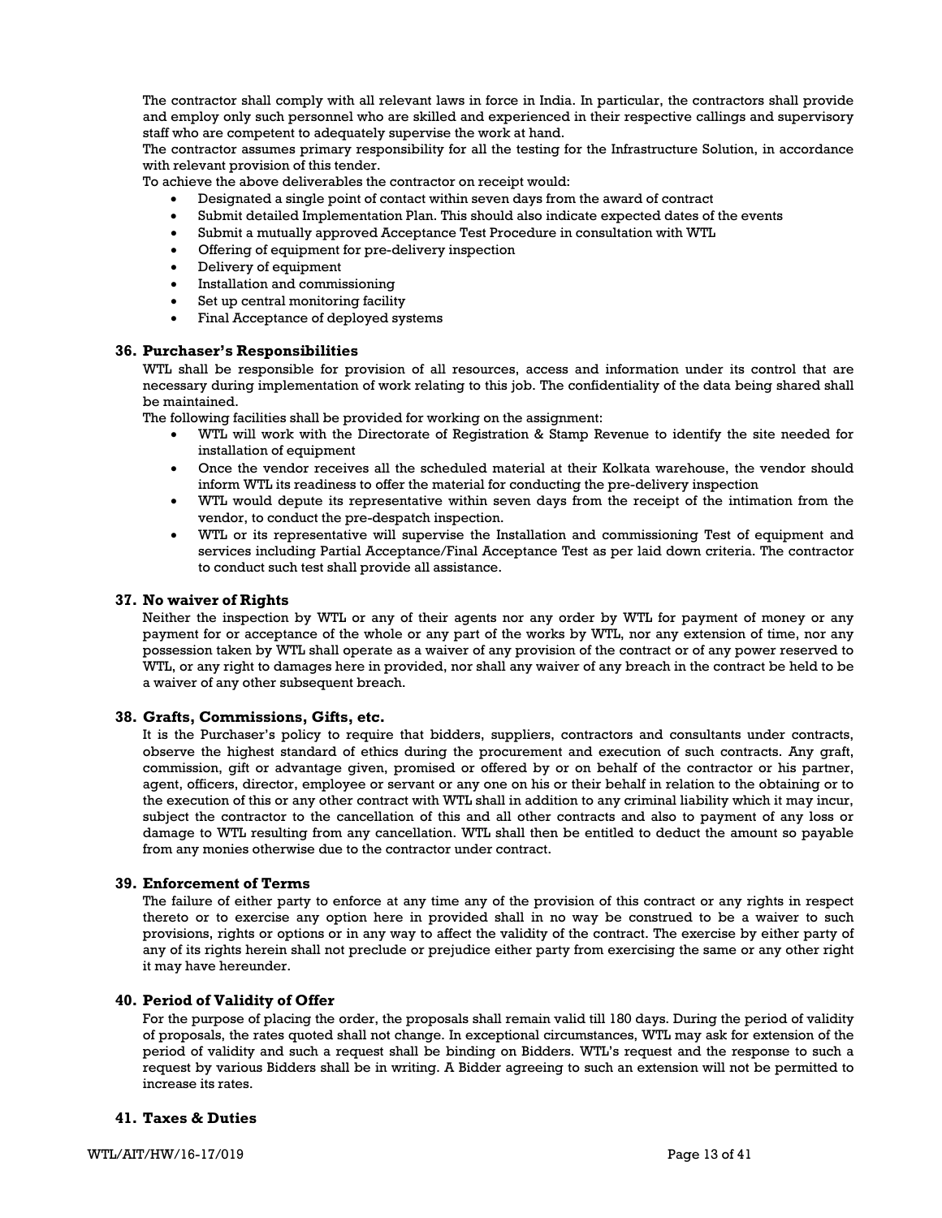The contractor shall comply with all relevant laws in force in India. In particular, the contractors shall provide and employ only such personnel who are skilled and experienced in their respective callings and supervisory staff who are competent to adequately supervise the work at hand.

The contractor assumes primary responsibility for all the testing for the Infrastructure Solution, in accordance with relevant provision of this tender.

To achieve the above deliverables the contractor on receipt would:

- Designated a single point of contact within seven days from the award of contract
- Submit detailed Implementation Plan. This should also indicate expected dates of the events
- Submit a mutually approved Acceptance Test Procedure in consultation with WTL
- Offering of equipment for pre-delivery inspection
- Delivery of equipment
- Installation and commissioning
- Set up central monitoring facility
- Final Acceptance of deployed systems

### 36. Purchaser's Responsibilities

WTL shall be responsible for provision of all resources, access and information under its control that are necessary during implementation of work relating to this job. The confidentiality of the data being shared shall be maintained.

The following facilities shall be provided for working on the assignment:

- WTL will work with the Directorate of Registration & Stamp Revenue to identify the site needed for installation of equipment
- Once the vendor receives all the scheduled material at their Kolkata warehouse, the vendor should inform WTL its readiness to offer the material for conducting the pre-delivery inspection
- WTL would depute its representative within seven days from the receipt of the intimation from the vendor, to conduct the pre-despatch inspection.
- WTL or its representative will supervise the Installation and commissioning Test of equipment and services including Partial Acceptance/Final Acceptance Test as per laid down criteria. The contractor to conduct such test shall provide all assistance.

### 37. No waiver of Rights

Neither the inspection by WTL or any of their agents nor any order by WTL for payment of money or any payment for or acceptance of the whole or any part of the works by WTL, nor any extension of time, nor any possession taken by WTL shall operate as a waiver of any provision of the contract or of any power reserved to WTL, or any right to damages here in provided, nor shall any waiver of any breach in the contract be held to be a waiver of any other subsequent breach.

### 38. Grafts, Commissions, Gifts, etc.

It is the Purchaser's policy to require that bidders, suppliers, contractors and consultants under contracts, observe the highest standard of ethics during the procurement and execution of such contracts. Any graft, commission, gift or advantage given, promised or offered by or on behalf of the contractor or his partner, agent, officers, director, employee or servant or any one on his or their behalf in relation to the obtaining or to the execution of this or any other contract with WTL shall in addition to any criminal liability which it may incur, subject the contractor to the cancellation of this and all other contracts and also to payment of any loss or damage to WTL resulting from any cancellation. WTL shall then be entitled to deduct the amount so payable from any monies otherwise due to the contractor under contract.

### 39. Enforcement of Terms

The failure of either party to enforce at any time any of the provision of this contract or any rights in respect thereto or to exercise any option here in provided shall in no way be construed to be a waiver to such provisions, rights or options or in any way to affect the validity of the contract. The exercise by either party of any of its rights herein shall not preclude or prejudice either party from exercising the same or any other right it may have hereunder.

### 40. Period of Validity of Offer

For the purpose of placing the order, the proposals shall remain valid till 180 days. During the period of validity of proposals, the rates quoted shall not change. In exceptional circumstances, WTL may ask for extension of the period of validity and such a request shall be binding on Bidders. WTL's request and the response to such a request by various Bidders shall be in writing. A Bidder agreeing to such an extension will not be permitted to increase its rates.

### 41. Taxes & Duties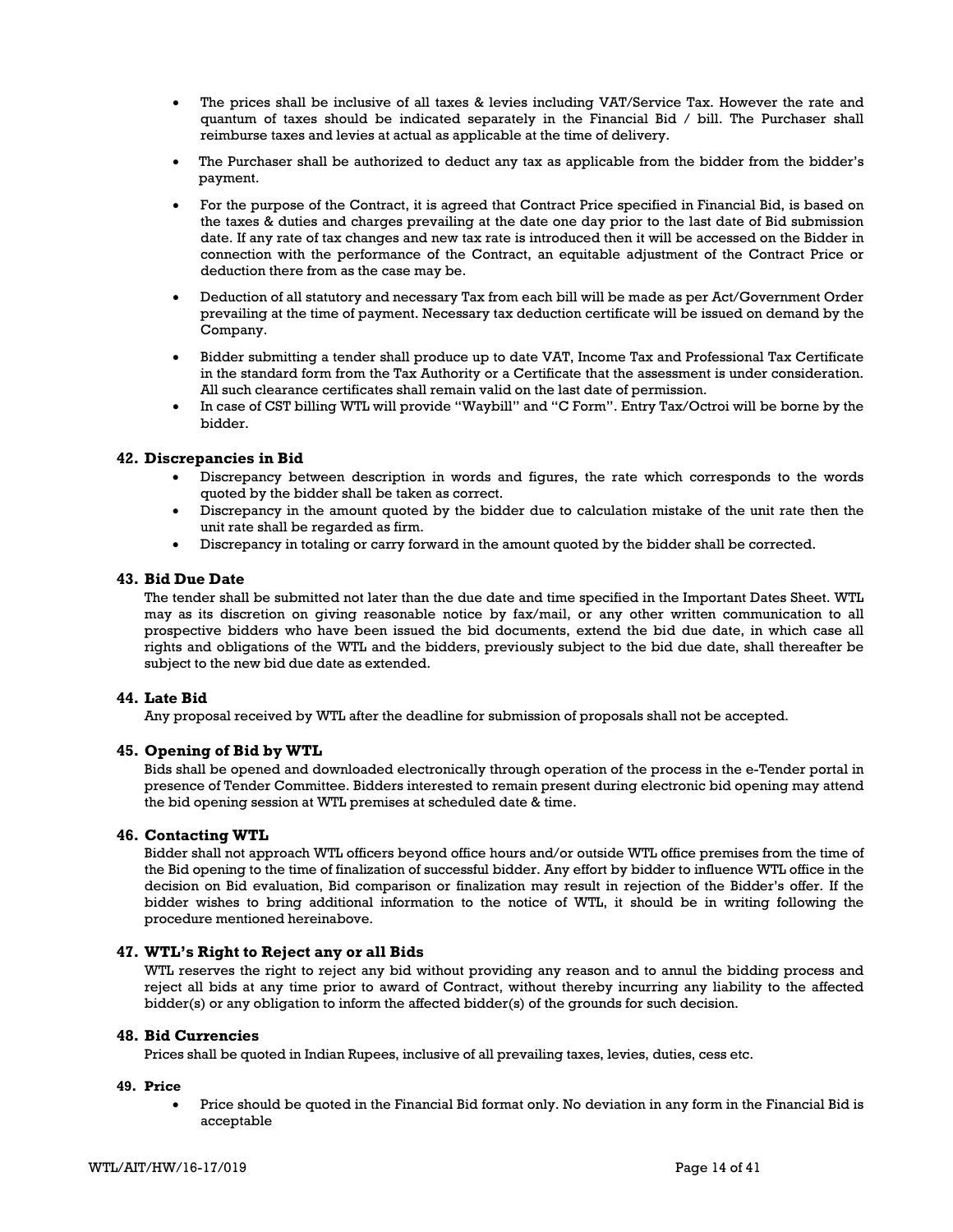- The prices shall be inclusive of all taxes & levies including VAT/Service Tax. However the rate and quantum of taxes should be indicated separately in the Financial Bid / bill. The Purchaser shall reimburse taxes and levies at actual as applicable at the time of delivery.
- The Purchaser shall be authorized to deduct any tax as applicable from the bidder from the bidder's payment.
- For the purpose of the Contract, it is agreed that Contract Price specified in Financial Bid, is based on the taxes & duties and charges prevailing at the date one day prior to the last date of Bid submission date. If any rate of tax changes and new tax rate is introduced then it will be accessed on the Bidder in connection with the performance of the Contract, an equitable adjustment of the Contract Price or deduction there from as the case may be.
- Deduction of all statutory and necessary Tax from each bill will be made as per Act/Government Order prevailing at the time of payment. Necessary tax deduction certificate will be issued on demand by the Company.
- Bidder submitting a tender shall produce up to date VAT, Income Tax and Professional Tax Certificate in the standard form from the Tax Authority or a Certificate that the assessment is under consideration. All such clearance certificates shall remain valid on the last date of permission.
- In case of CST billing WTL will provide "Waybill" and "C Form". Entry Tax/Octroi will be borne by the bidder.

### 42. Discrepancies in Bid

- Discrepancy between description in words and figures, the rate which corresponds to the words quoted by the bidder shall be taken as correct.
- Discrepancy in the amount quoted by the bidder due to calculation mistake of the unit rate then the unit rate shall be regarded as firm.
- Discrepancy in totaling or carry forward in the amount quoted by the bidder shall be corrected.

### 43. Bid Due Date

The tender shall be submitted not later than the due date and time specified in the Important Dates Sheet. WTL may as its discretion on giving reasonable notice by fax/mail, or any other written communication to all prospective bidders who have been issued the bid documents, extend the bid due date, in which case all rights and obligations of the WTL and the bidders, previously subject to the bid due date, shall thereafter be subject to the new bid due date as extended.

### 44. Late Bid

Any proposal received by WTL after the deadline for submission of proposals shall not be accepted.

### 45. Opening of Bid by WTL

Bids shall be opened and downloaded electronically through operation of the process in the e-Tender portal in presence of Tender Committee. Bidders interested to remain present during electronic bid opening may attend the bid opening session at WTL premises at scheduled date & time.

### 46. Contacting WTL

Bidder shall not approach WTL officers beyond office hours and/or outside WTL office premises from the time of the Bid opening to the time of finalization of successful bidder. Any effort by bidder to influence WTL office in the decision on Bid evaluation, Bid comparison or finalization may result in rejection of the Bidder's offer. If the bidder wishes to bring additional information to the notice of WTL, it should be in writing following the procedure mentioned hereinabove.

### 47. WTL's Right to Reject any or all Bids

WTL reserves the right to reject any bid without providing any reason and to annul the bidding process and reject all bids at any time prior to award of Contract, without thereby incurring any liability to the affected bidder(s) or any obligation to inform the affected bidder(s) of the grounds for such decision.

### 48. Bid Currencies

Prices shall be quoted in Indian Rupees, inclusive of all prevailing taxes, levies, duties, cess etc.

### 49. Price

- Price should be quoted in the Financial Bid format only. No deviation in any form in the Financial Bid is acceptable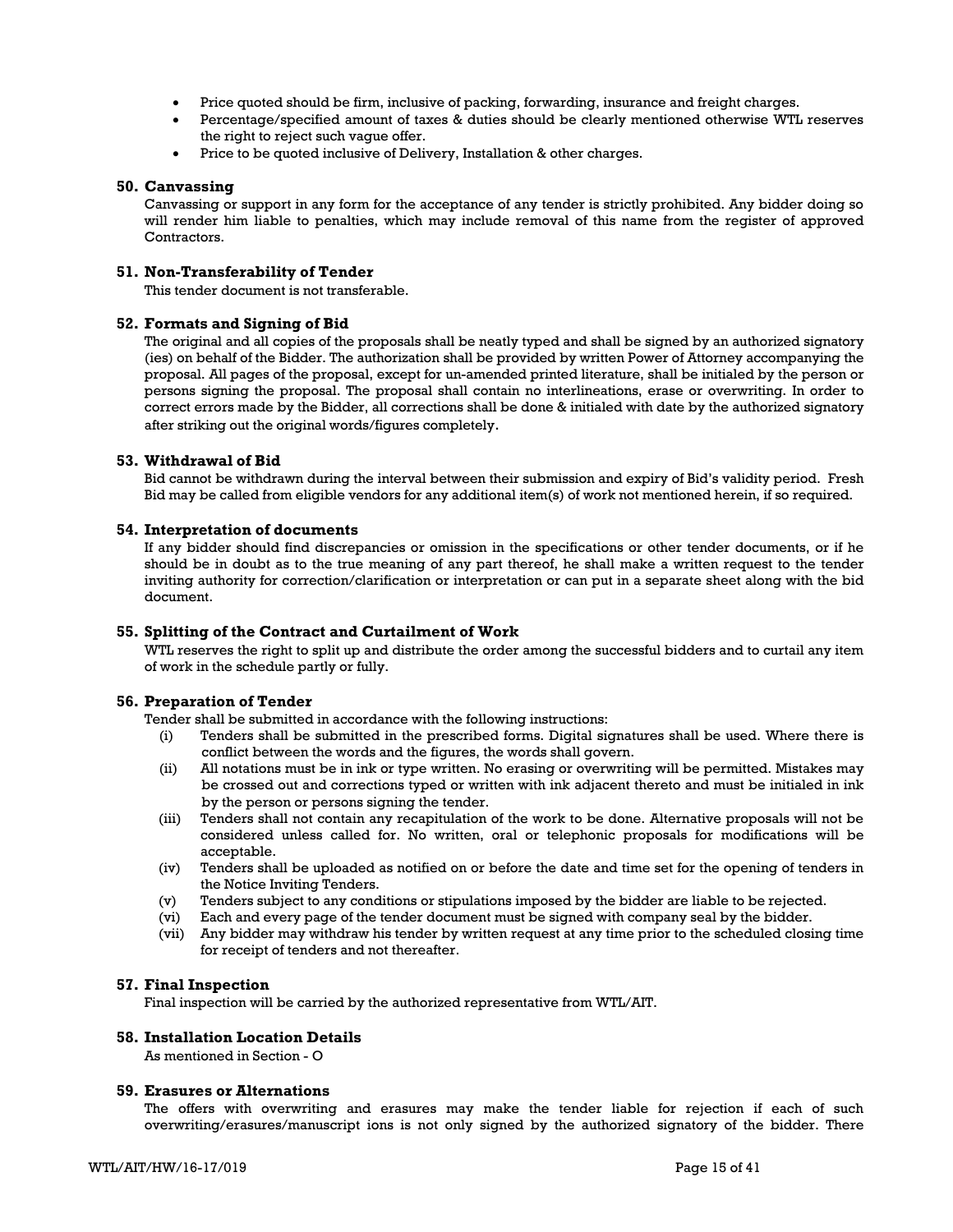- Price quoted should be firm, inclusive of packing, forwarding, insurance and freight charges.
- Percentage/specified amount of taxes & duties should be clearly mentioned otherwise WTL reserves the right to reject such vague offer.
- Price to be quoted inclusive of Delivery, Installation & other charges.

## 50. Canvassing

Canvassing or support in any form for the acceptance of any tender is strictly prohibited. Any bidder doing so will render him liable to penalties, which may include removal of this name from the register of approved Contractors.

## 51. Non-Transferability of Tender

This tender document is not transferable.

## 52. Formats and Signing of Bid

The original and all copies of the proposals shall be neatly typed and shall be signed by an authorized signatory (ies) on behalf of the Bidder. The authorization shall be provided by written Power of Attorney accompanying the proposal. All pages of the proposal, except for un-amended printed literature, shall be initialed by the person or persons signing the proposal. The proposal shall contain no interlineations, erase or overwriting. In order to correct errors made by the Bidder, all corrections shall be done & initialed with date by the authorized signatory after striking out the original words/figures completely.

## 53. Withdrawal of Bid

Bid cannot be withdrawn during the interval between their submission and expiry of Bid's validity period. Fresh Bid may be called from eligible vendors for any additional item(s) of work not mentioned herein, if so required.

## 54. Interpretation of documents

If any bidder should find discrepancies or omission in the specifications or other tender documents, or if he should be in doubt as to the true meaning of any part thereof, he shall make a written request to the tender inviting authority for correction/clarification or interpretation or can put in a separate sheet along with the bid document.

## 55. Splitting of the Contract and Curtailment of Work

WTL reserves the right to split up and distribute the order among the successful bidders and to curtail any item of work in the schedule partly or fully.

## 56. Preparation of Tender

Tender shall be submitted in accordance with the following instructions:

- (i) Tenders shall be submitted in the prescribed forms. Digital signatures shall be used. Where there is conflict between the words and the figures, the words shall govern.
- (ii) All notations must be in ink or type written. No erasing or overwriting will be permitted. Mistakes may be crossed out and corrections typed or written with ink adjacent thereto and must be initialed in ink by the person or persons signing the tender.
- (iii) Tenders shall not contain any recapitulation of the work to be done. Alternative proposals will not be considered unless called for. No written, oral or telephonic proposals for modifications will be acceptable.
- (iv) Tenders shall be uploaded as notified on or before the date and time set for the opening of tenders in the Notice Inviting Tenders.
- (v) Tenders subject to any conditions or stipulations imposed by the bidder are liable to be rejected.
- (vi) Each and every page of the tender document must be signed with company seal by the bidder.
- (vii) Any bidder may withdraw his tender by written request at any time prior to the scheduled closing time for receipt of tenders and not thereafter.

## 57. Final Inspection

Final inspection will be carried by the authorized representative from WTL/AIT.

## 58. Installation Location Details

As mentioned in Section - O

## 59. Erasures or Alternations

The offers with overwriting and erasures may make the tender liable for rejection if each of such overwriting/erasures/manuscript ions is not only signed by the authorized signatory of the bidder. There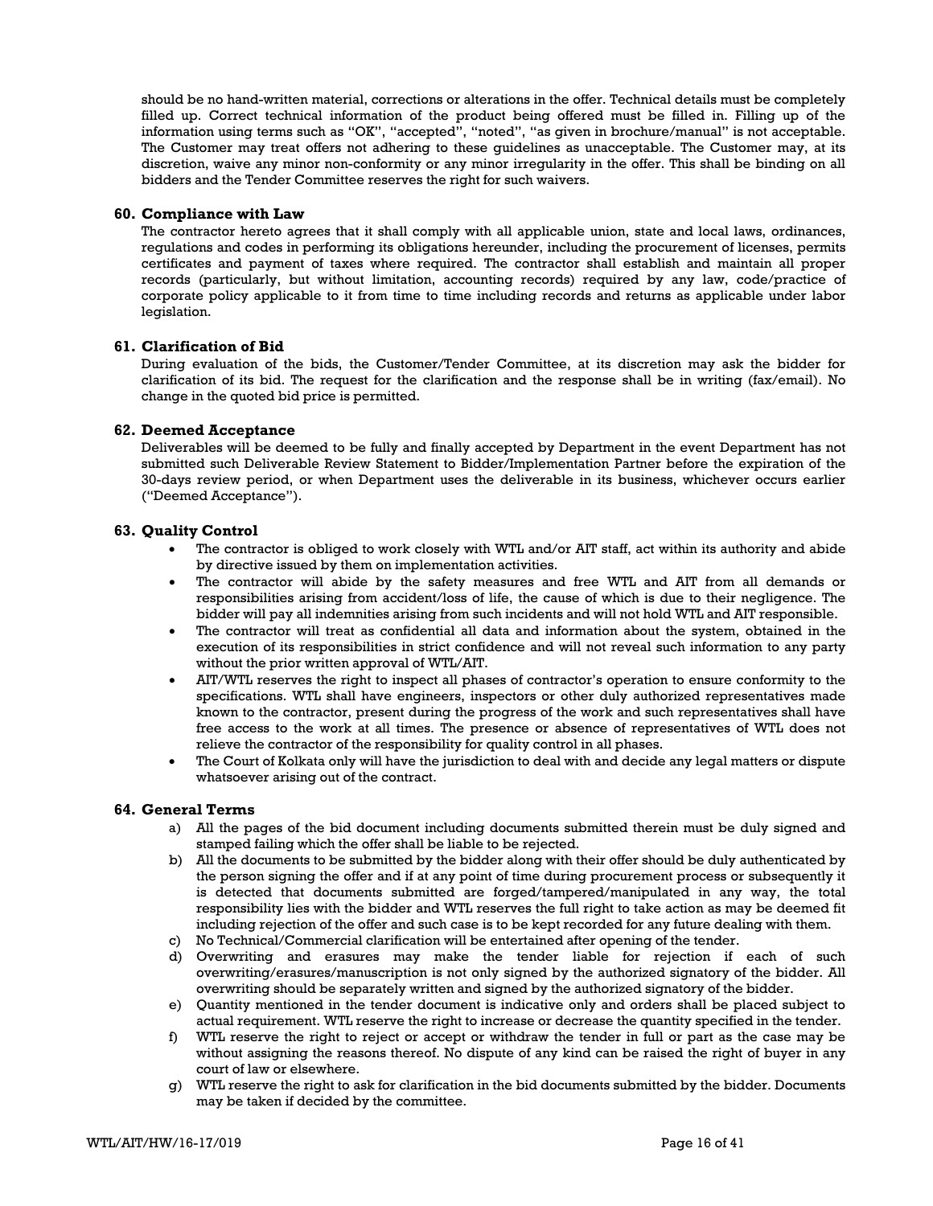should be no hand-written material, corrections or alterations in the offer. Technical details must be completely filled up. Correct technical information of the product being offered must be filled in. Filling up of the information using terms such as "OK", "accepted", "noted", "as given in brochure/manual" is not acceptable. The Customer may treat offers not adhering to these guidelines as unacceptable. The Customer may, at its discretion, waive any minor non-conformity or any minor irregularity in the offer. This shall be binding on all bidders and the Tender Committee reserves the right for such waivers.

### 60. Compliance with Law

The contractor hereto agrees that it shall comply with all applicable union, state and local laws, ordinances, regulations and codes in performing its obligations hereunder, including the procurement of licenses, permits certificates and payment of taxes where required. The contractor shall establish and maintain all proper records (particularly, but without limitation, accounting records) required by any law, code/practice of corporate policy applicable to it from time to time including records and returns as applicable under labor legislation.

### 61. Clarification of Bid

During evaluation of the bids, the Customer/Tender Committee, at its discretion may ask the bidder for clarification of its bid. The request for the clarification and the response shall be in writing (fax/email). No change in the quoted bid price is permitted.

### 62. Deemed Acceptance

Deliverables will be deemed to be fully and finally accepted by Department in the event Department has not submitted such Deliverable Review Statement to Bidder/Implementation Partner before the expiration of the 30-days review period, or when Department uses the deliverable in its business, whichever occurs earlier ("Deemed Acceptance").

### 63. Quality Control

- The contractor is obliged to work closely with WTL and/or AIT staff, act within its authority and abide by directive issued by them on implementation activities.
- The contractor will abide by the safety measures and free WTL and AIT from all demands or responsibilities arising from accident/loss of life, the cause of which is due to their negligence. The bidder will pay all indemnities arising from such incidents and will not hold WTL and AIT responsible.
- The contractor will treat as confidential all data and information about the system, obtained in the execution of its responsibilities in strict confidence and will not reveal such information to any party without the prior written approval of WTL/AIT.
- AIT/WTL reserves the right to inspect all phases of contractor's operation to ensure conformity to the specifications. WTL shall have engineers, inspectors or other duly authorized representatives made known to the contractor, present during the progress of the work and such representatives shall have free access to the work at all times. The presence or absence of representatives of WTL does not relieve the contractor of the responsibility for quality control in all phases.
- The Court of Kolkata only will have the jurisdiction to deal with and decide any legal matters or dispute whatsoever arising out of the contract.

### 64. General Terms

a) All the pages of the bid document including documents submitted therein must be duly signed and stamped failing which the offer shall be liable to be rejected.

b) All the documents to be submitted by the bidder along with their offer should be duly authenticated by the person signing the offer and if at any point of time during procurement process or subsequently it is detected that documents submitted are forged/tampered/manipulated in any way, the total responsibility lies with the bidder and WTL reserves the full right to take action as may be deemed fit including rejection of the offer and such case is to be kept recorded for any future dealing with them.

c) No Technical/Commercial clarification will be entertained after opening of the tender.

d) Overwriting and erasures may make the tender liable for rejection if each of such overwriting/erasures/manuscription is not only signed by the authorized signatory of the bidder. All overwriting should be separately written and signed by the authorized signatory of the bidder.

e) Quantity mentioned in the tender document is indicative only and orders shall be placed subject to actual requirement. WTL reserve the right to increase or decrease the quantity specified in the tender.

f) WTL reserve the right to reject or accept or withdraw the tender in full or part as the case may be without assigning the reasons thereof. No dispute of any kind can be raised the right of buyer in any court of law or elsewhere.

g) WTL reserve the right to ask for clarification in the bid documents submitted by the bidder. Documents may be taken if decided by the committee.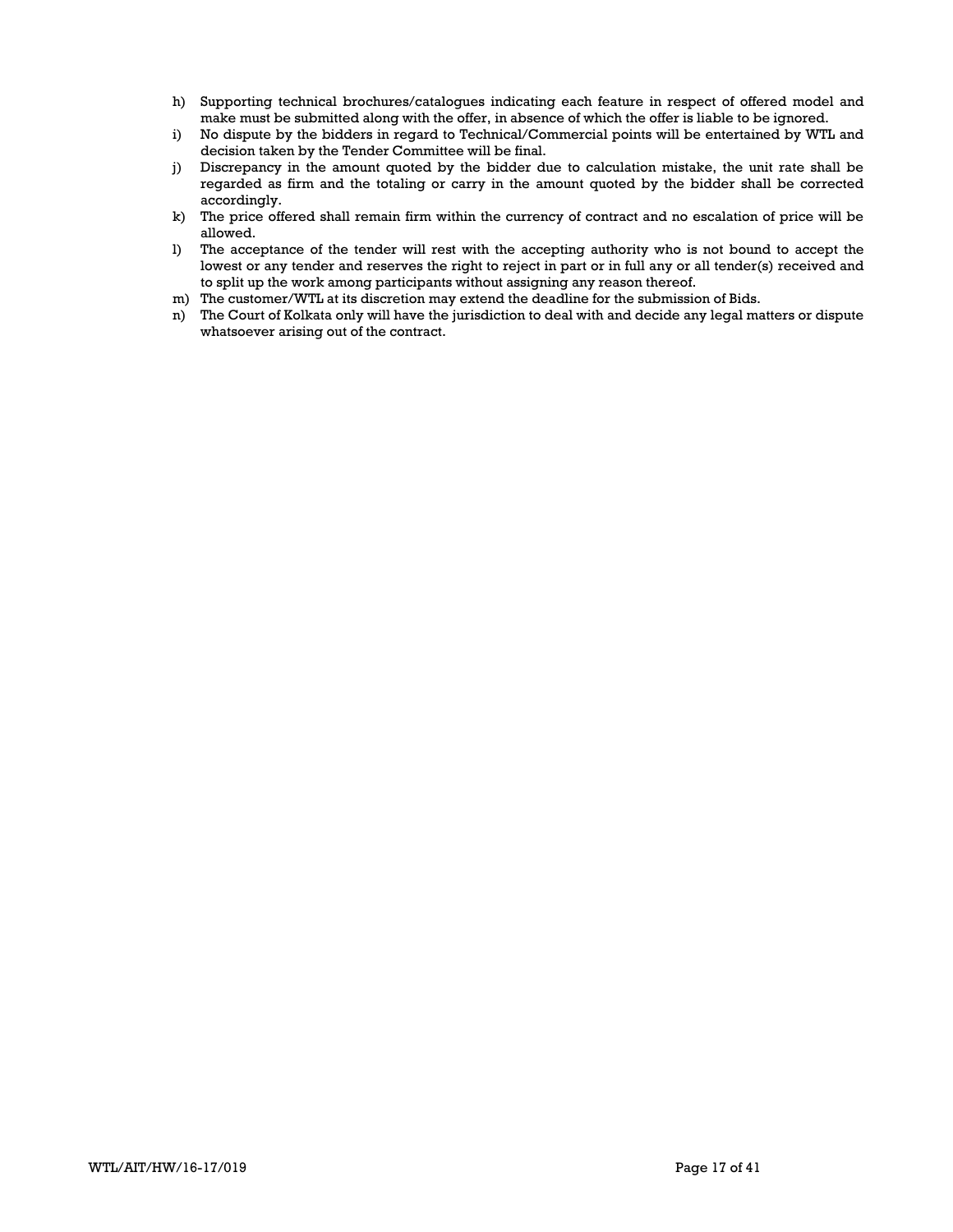h) Supporting technical brochures/catalogues indicating each feature in respect of offered model and make must be submitted along with the offer, in absence of which the offer is liable to be ignored.
i) No dispute by the bidders in regard to Technical/Commercial points will be entertained by WTL and decision taken by the Tender Committee will be final.
j) Discrepancy in the amount quoted by the bidder due to calculation mistake, the unit rate shall be regarded as firm and the totaling or carry in the amount quoted by the bidder shall be corrected accordingly.
k) The price offered shall remain firm within the currency of contract and no escalation of price will be allowed.
l) The acceptance of the tender will rest with the accepting authority who is not bound to accept the lowest or any tender and reserves the right to reject in part or in full any or all tender(s) received and to split up the work among participants without assigning any reason thereof.
m) The customer/WTL at its discretion may extend the deadline for the submission of Bids.
n) The Court of Kolkata only will have the jurisdiction to deal with and decide any legal matters or dispute whatsoever arising out of the contract.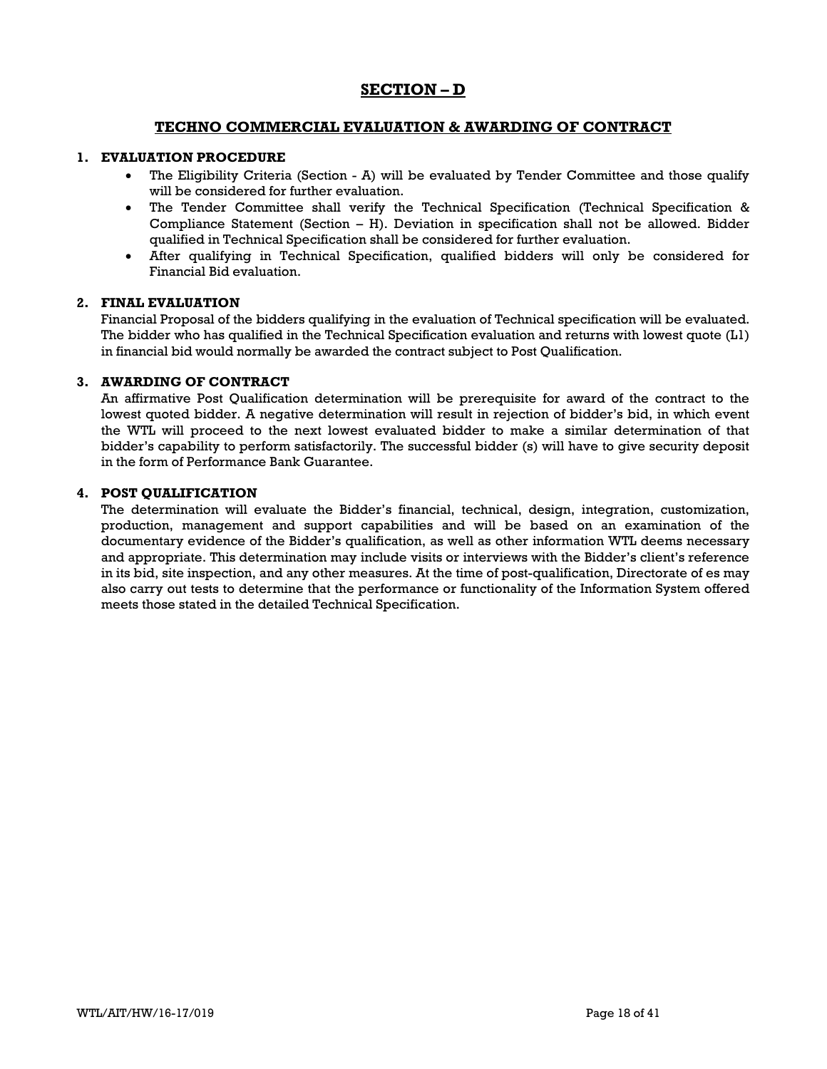# SECTION – D

## TECHNO COMMERCIAL EVALUATION & AWARDING OF CONTRACT

### 1. EVALUATION PROCEDURE

- The Eligibility Criteria (Section - A) will be evaluated by Tender Committee and those qualify will be considered for further evaluation.
- The Tender Committee shall verify the Technical Specification (Technical Specification & Compliance Statement (Section – H). Deviation in specification shall not be allowed. Bidder qualified in Technical Specification shall be considered for further evaluation.
- After qualifying in Technical Specification, qualified bidders will only be considered for Financial Bid evaluation.

### 2. FINAL EVALUATION

Financial Proposal of the bidders qualifying in the evaluation of Technical specification will be evaluated. The bidder who has qualified in the Technical Specification evaluation and returns with lowest quote (L1) in financial bid would normally be awarded the contract subject to Post Qualification.

### 3. AWARDING OF CONTRACT

An affirmative Post Qualification determination will be prerequisite for award of the contract to the lowest quoted bidder. A negative determination will result in rejection of bidder's bid, in which event the WTL will proceed to the next lowest evaluated bidder to make a similar determination of that bidder's capability to perform satisfactorily. The successful bidder (s) will have to give security deposit in the form of Performance Bank Guarantee.

### 4. POST QUALIFICATION

The determination will evaluate the Bidder's financial, technical, design, integration, customization, production, management and support capabilities and will be based on an examination of the documentary evidence of the Bidder's qualification, as well as other information WTL deems necessary and appropriate. This determination may include visits or interviews with the Bidder's client's reference in its bid, site inspection, and any other measures. At the time of post-qualification, Directorate of es may also carry out tests to determine that the performance or functionality of the Information System offered meets those stated in the detailed Technical Specification.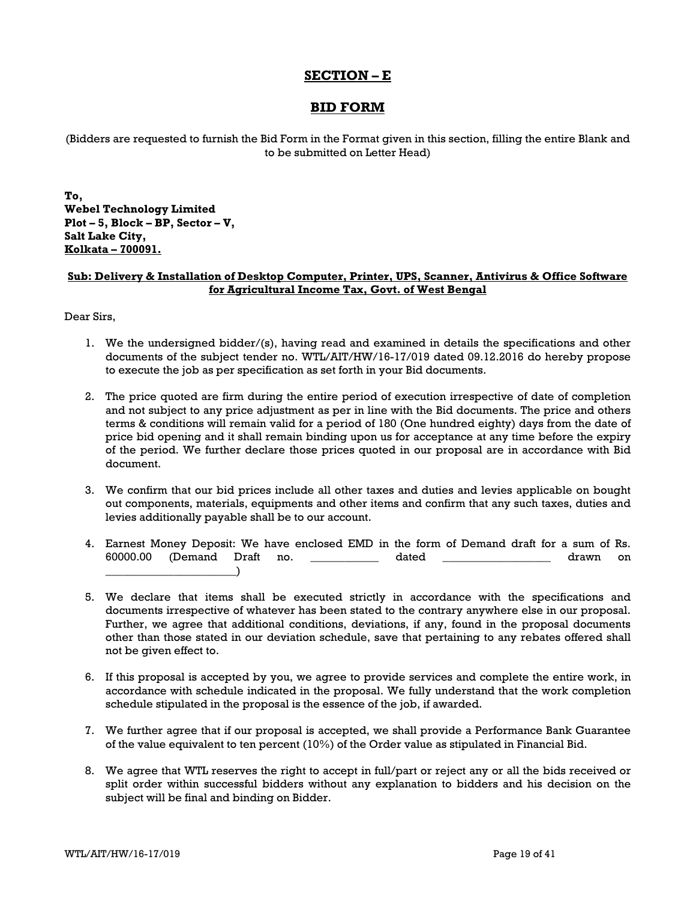# SECTION – E

## BID FORM

(Bidders are requested to furnish the Bid Form in the Format given in this section, filling the entire Blank and to be submitted on Letter Head)

**To,**
**Webel Technology Limited**
**Plot – 5, Block – BP, Sector – V,**
**Salt Lake City,**
**Kolkata – 700091.**

**Sub: Delivery & Installation of Desktop Computer, Printer, UPS, Scanner, Antivirus & Office Software for Agricultural Income Tax, Govt. of West Bengal**

Dear Sirs,

1. We the undersigned bidder/(s), having read and examined in details the specifications and other documents of the subject tender no. WTL/AIT/HW/16-17/019 dated 09.12.2016 do hereby propose to execute the job as per specification as set forth in your Bid documents.

2. The price quoted are firm during the entire period of execution irrespective of date of completion and not subject to any price adjustment as per in line with the Bid documents. The price and others terms & conditions will remain valid for a period of 180 (One hundred eighty) days from the date of price bid opening and it shall remain binding upon us for acceptance at any time before the expiry of the period. We further declare those prices quoted in our proposal are in accordance with Bid document.

3. We confirm that our bid prices include all other taxes and duties and levies applicable on bought out components, materials, equipments and other items and confirm that any such taxes, duties and levies additionally payable shall be to our account.

4. Earnest Money Deposit: We have enclosed EMD in the form of Demand draft for a sum of Rs. 60000.00 (Demand Draft no. ____________ dated ___________________ drawn on _______________________)

5. We declare that items shall be executed strictly in accordance with the specifications and documents irrespective of whatever has been stated to the contrary anywhere else in our proposal. Further, we agree that additional conditions, deviations, if any, found in the proposal documents other than those stated in our deviation schedule, save that pertaining to any rebates offered shall not be given effect to.

6. If this proposal is accepted by you, we agree to provide services and complete the entire work, in accordance with schedule indicated in the proposal. We fully understand that the work completion schedule stipulated in the proposal is the essence of the job, if awarded.

7. We further agree that if our proposal is accepted, we shall provide a Performance Bank Guarantee of the value equivalent to ten percent (10%) of the Order value as stipulated in Financial Bid.

8. We agree that WTL reserves the right to accept in full/part or reject any or all the bids received or split order within successful bidders without any explanation to bidders and his decision on the subject will be final and binding on Bidder.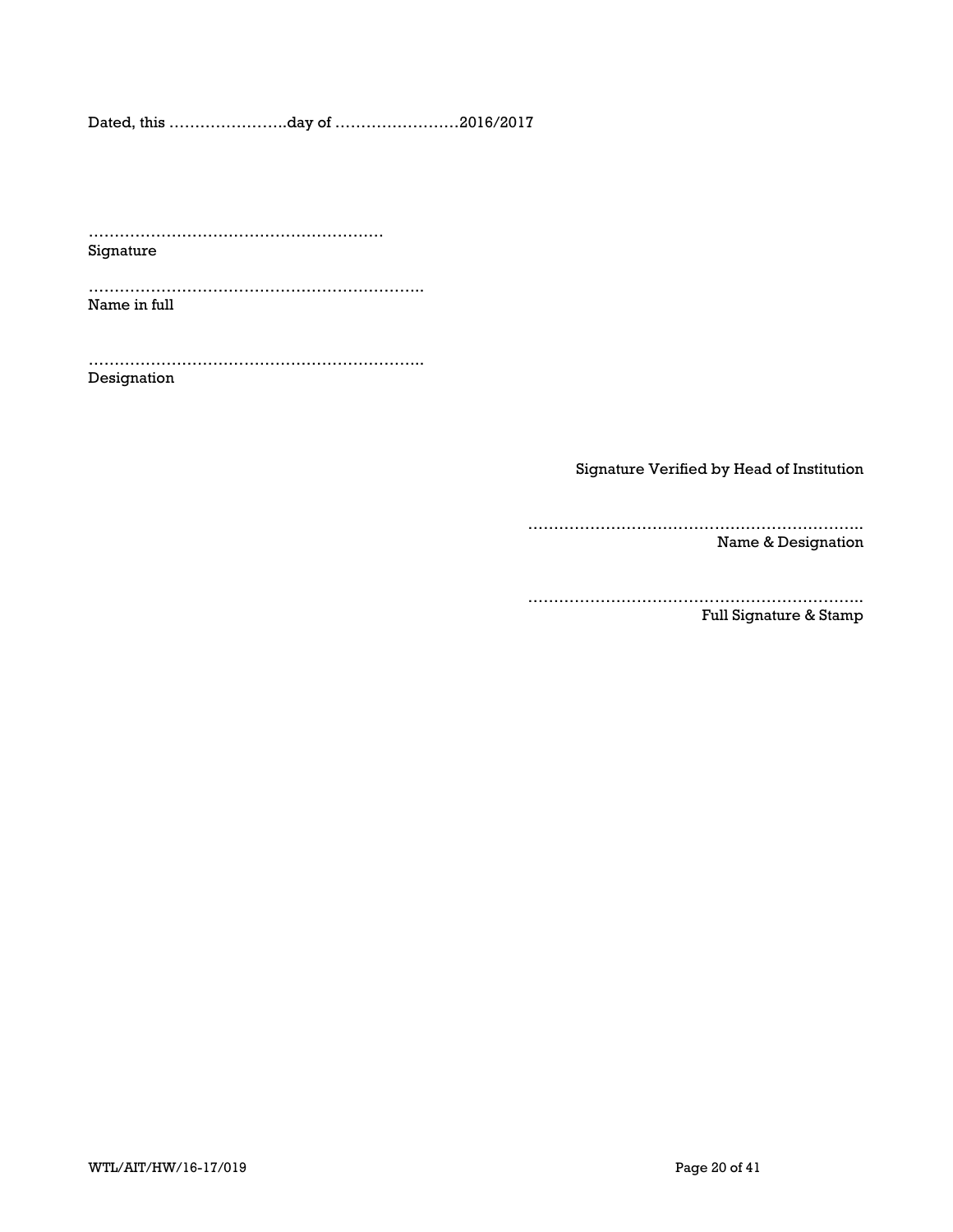Dated, this …………………..day of ……………………2016/2017

…………………………………………………
Signature

………………………………………………………..
Name in full

………………………………………………………..
Designation

Signature Verified by Head of Institution

………………………………………………………..
Name & Designation

………………………………………………………..
Full Signature & Stamp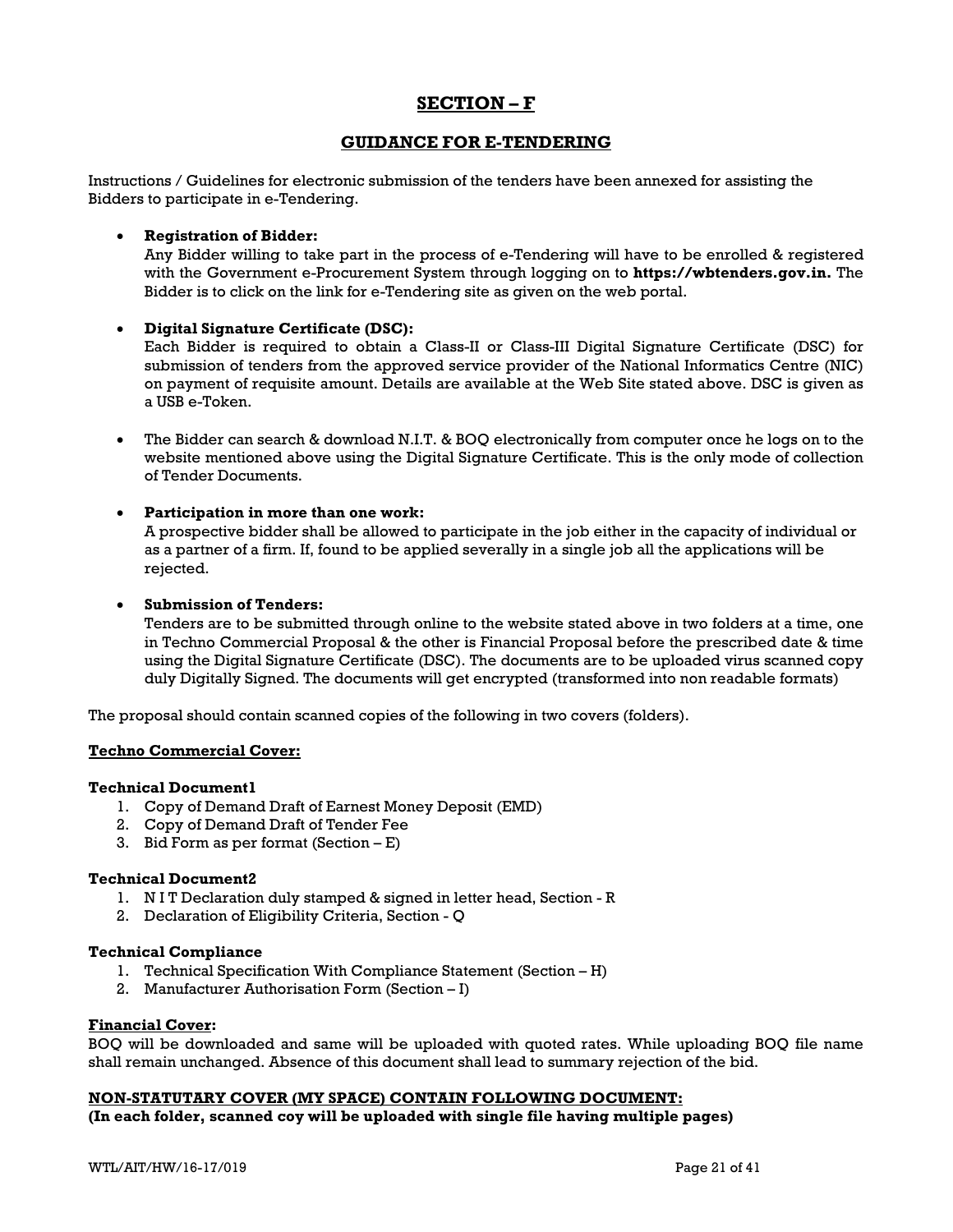## SECTION – F

## GUIDANCE FOR E-TENDERING

Instructions / Guidelines for electronic submission of the tenders have been annexed for assisting the Bidders to participate in e-Tendering.

- **Registration of Bidder:**
  Any Bidder willing to take part in the process of e-Tendering will have to be enrolled & registered with the Government e-Procurement System through logging on to **https://wbtenders.gov.in.** The Bidder is to click on the link for e-Tendering site as given on the web portal.

- **Digital Signature Certificate (DSC):**
  Each Bidder is required to obtain a Class-II or Class-III Digital Signature Certificate (DSC) for submission of tenders from the approved service provider of the National Informatics Centre (NIC) on payment of requisite amount. Details are available at the Web Site stated above. DSC is given as a USB e-Token.

- The Bidder can search & download N.I.T. & BOQ electronically from computer once he logs on to the website mentioned above using the Digital Signature Certificate. This is the only mode of collection of Tender Documents.

- **Participation in more than one work:**
  A prospective bidder shall be allowed to participate in the job either in the capacity of individual or as a partner of a firm. If, found to be applied severally in a single job all the applications will be rejected.

- **Submission of Tenders:**
  Tenders are to be submitted through online to the website stated above in two folders at a time, one in Techno Commercial Proposal & the other is Financial Proposal before the prescribed date & time using the Digital Signature Certificate (DSC). The documents are to be uploaded virus scanned copy duly Digitally Signed. The documents will get encrypted (transformed into non readable formats)

The proposal should contain scanned copies of the following in two covers (folders).

**Techno Commercial Cover:**

**Technical Document1**

1. Copy of Demand Draft of Earnest Money Deposit (EMD)
2. Copy of Demand Draft of Tender Fee
3. Bid Form as per format (Section – E)

**Technical Document2**

1. N I T Declaration duly stamped & signed in letter head, Section - R
2. Declaration of Eligibility Criteria, Section - Q

**Technical Compliance**

1. Technical Specification With Compliance Statement (Section – H)
2. Manufacturer Authorisation Form (Section – I)

**Financial Cover:**

BOQ will be downloaded and same will be uploaded with quoted rates. While uploading BOQ file name shall remain unchanged. Absence of this document shall lead to summary rejection of the bid.

**NON-STATUTARY COVER (MY SPACE) CONTAIN FOLLOWING DOCUMENT:**
**(In each folder, scanned coy will be uploaded with single file having multiple pages)**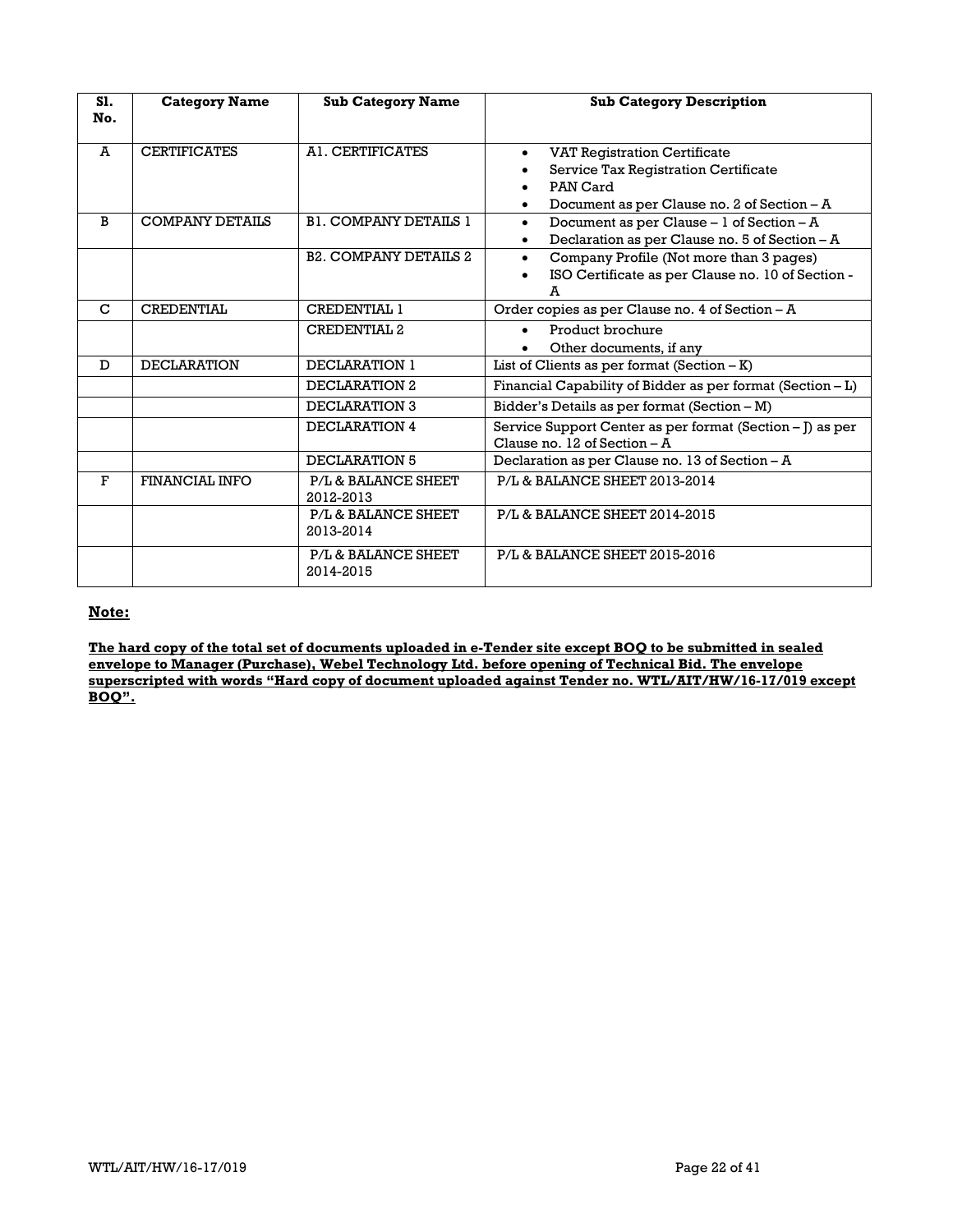| Sl. No. | Category Name | Sub Category Name | Sub Category Description |
|---|---|---|---|
| A | CERTIFICATES | A1. CERTIFICATES | • VAT Registration Certificate<br>• Service Tax Registration Certificate<br>• PAN Card<br>• Document as per Clause no. 2 of Section – A |
| B | COMPANY DETAILS | B1. COMPANY DETAILS 1 | • Document as per Clause – 1 of Section – A<br>• Declaration as per Clause no. 5 of Section – A |
| | | B2. COMPANY DETAILS 2 | • Company Profile (Not more than 3 pages)<br>• ISO Certificate as per Clause no. 10 of Section - A |
| C | CREDENTIAL | CREDENTIAL 1 | Order copies as per Clause no. 4 of Section – A |
| | | CREDENTIAL 2 | • Product brochure<br>• Other documents, if any |
| D | DECLARATION | DECLARATION 1 | List of Clients as per format (Section – K) |
| | | DECLARATION 2 | Financial Capability of Bidder as per format (Section – L) |
| | | DECLARATION 3 | Bidder's Details as per format (Section – M) |
| | | DECLARATION 4 | Service Support Center as per format (Section – J) as per Clause no. 12 of Section – A |
| | | DECLARATION 5 | Declaration as per Clause no. 13 of Section – A |
| F | FINANCIAL INFO | P/L & BALANCE SHEET 2012-2013 | P/L & BALANCE SHEET 2013-2014 |
| | | P/L & BALANCE SHEET 2013-2014 | P/L & BALANCE SHEET 2014-2015 |
| | | P/L & BALANCE SHEET 2014-2015 | P/L & BALANCE SHEET 2015-2016 |

**Note:**

**The hard copy of the total set of documents uploaded in e-Tender site except BOQ to be submitted in sealed envelope to Manager (Purchase), Webel Technology Ltd. before opening of Technical Bid. The envelope superscripted with words "Hard copy of document uploaded against Tender no. WTL/AIT/HW/16-17/019 except BOQ".**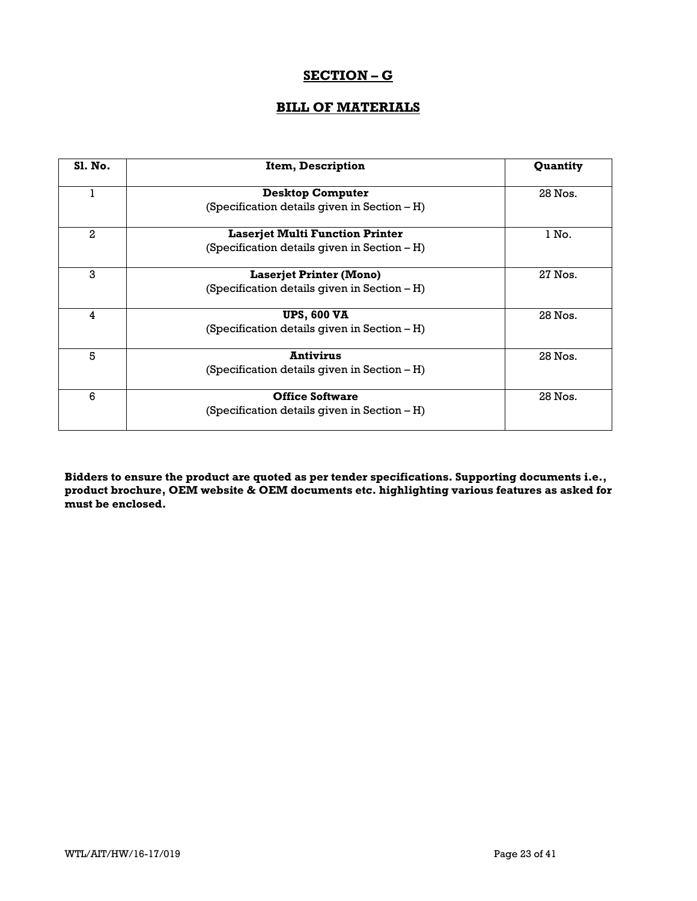## SECTION – G

## BILL OF MATERIALS

| Sl. No. | Item, Description | Quantity |
|---|---|---|
| 1 | **Desktop Computer**<br>(Specification details given in Section – H) | 28 Nos. |
| 2 | **Laserjet Multi Function Printer**<br>(Specification details given in Section – H) | 1 No. |
| 3 | **Laserjet Printer (Mono)**<br>(Specification details given in Section – H) | 27 Nos. |
| 4 | **UPS, 600 VA**<br>(Specification details given in Section – H) | 28 Nos. |
| 5 | **Antivirus**<br>(Specification details given in Section – H) | 28 Nos. |
| 6 | **Office Software**<br>(Specification details given in Section – H) | 28 Nos. |

**Bidders to ensure the product are quoted as per tender specifications. Supporting documents i.e., product brochure, OEM website & OEM documents etc. highlighting various features as asked for must be enclosed.**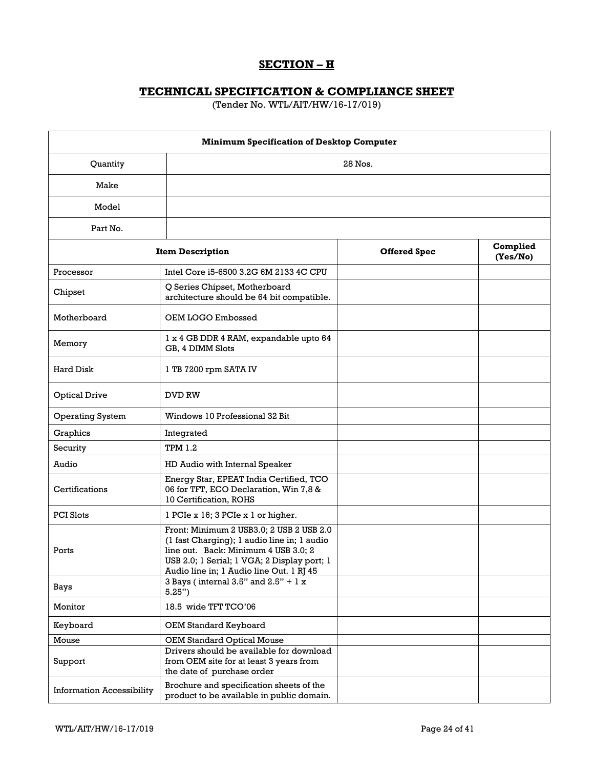## SECTION – H

## TECHNICAL SPECIFICATION & COMPLIANCE SHEET

(Tender No. WTL/AIT/HW/16-17/019)

| Minimum Specification of Desktop Computer | | | |
|---|---|---|---|
| Quantity | 28 Nos. | | |
| Make | | | |
| Model | | | |
| Part No. | | | |
| **Item Description** | | **Offered Spec** | **Complied (Yes/No)** |
| Processor | Intel Core i5-6500 3.2G 6M 2133 4C CPU | | |
| Chipset | Q Series Chipset, Motherboard architecture should be 64 bit compatible. | | |
| Motherboard | OEM LOGO Embossed | | |
| Memory | 1 x 4 GB DDR 4 RAM, expandable upto 64 GB, 4 DIMM Slots | | |
| Hard Disk | 1 TB 7200 rpm SATA IV | | |
| Optical Drive | DVD RW | | |
| Operating System | Windows 10 Professional 32 Bit | | |
| Graphics | Integrated | | |
| Security | TPM 1.2 | | |
| Audio | HD Audio with Internal Speaker | | |
| Certifications | Energy Star, EPEAT India Certified, TCO 06 for TFT, ECO Declaration, Win 7,8 & 10 Certification, ROHS | | |
| PCI Slots | 1 PCIe x 16; 3 PCIe x 1 or higher. | | |
| Ports | Front: Minimum 2 USB3.0; 2 USB 2 USB 2.0 (1 fast Charging); 1 audio line in; 1 audio line out. Back: Minimum 4 USB 3.0; 2 USB 2.0; 1 Serial; 1 VGA; 2 Display port; 1 Audio line in; 1 Audio line Out. 1 RJ 45 | | |
| Bays | 3 Bays ( internal 3.5" and 2.5" + 1 x 5.25") | | |
| Monitor | 18.5 wide TFT TCO'06 | | |
| Keyboard | OEM Standard Keyboard | | |
| Mouse | OEM Standard Optical Mouse | | |
| Support | Drivers should be available for download from OEM site for at least 3 years from the date of purchase order | | |
| Information Accessibility | Brochure and specification sheets of the product to be available in public domain. | | |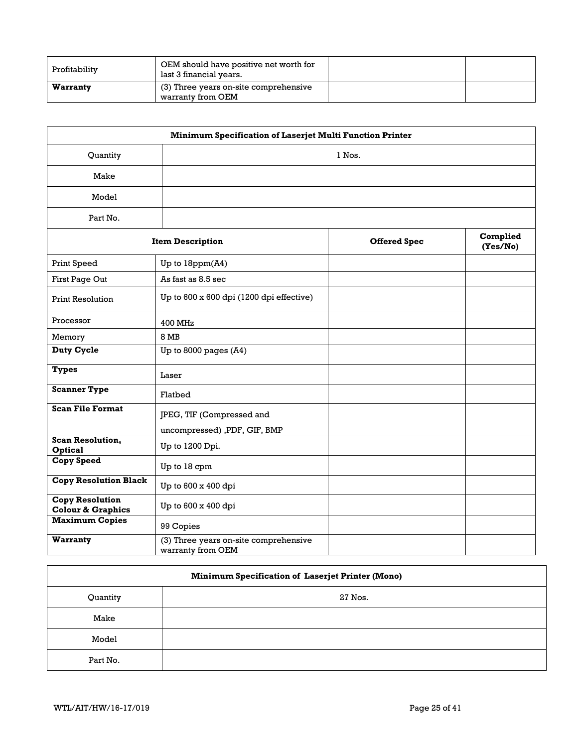| Profitability | OEM should have positive net worth for last 3 financial years. | | |
|---|---|---|---|
| **Warranty** | (3) Three years on-site comprehensive warranty from OEM | | |

| **Minimum Specification of Laserjet Multi Function Printer** | | | |
|---|---|---|---|
| Quantity | 1 Nos. | | |
| Make | | | |
| Model | | | |
| Part No. | | | |
| **Item Description** | | **Offered Spec** | **Complied (Yes/No)** |
| Print Speed | Up to 18ppm(A4) | | |
| First Page Out | As fast as 8.5 sec | | |
| Print Resolution | Up to 600 x 600 dpi (1200 dpi effective) | | |
| Processor | 400 MHz | | |
| Memory | 8 MB | | |
| **Duty Cycle** | Up to 8000 pages (A4) | | |
| **Types** | Laser | | |
| **Scanner Type** | Flatbed | | |
| **Scan File Format** | JPEG, TIF (Compressed and uncompressed) ,PDF, GIF, BMP | | |
| **Scan Resolution, Optical** | Up to 1200 Dpi. | | |
| **Copy Speed** | Up to 18 cpm | | |
| **Copy Resolution Black** | Up to 600 x 400 dpi | | |
| **Copy Resolution Colour & Graphics** | Up to 600 x 400 dpi | | |
| **Maximum Copies** | 99 Copies | | |
| **Warranty** | (3) Three years on-site comprehensive warranty from OEM | | |

| **Minimum Specification of Laserjet Printer (Mono)** | |
|---|---|
| Quantity | 27 Nos. |
| Make | |
| Model | |
| Part No. | |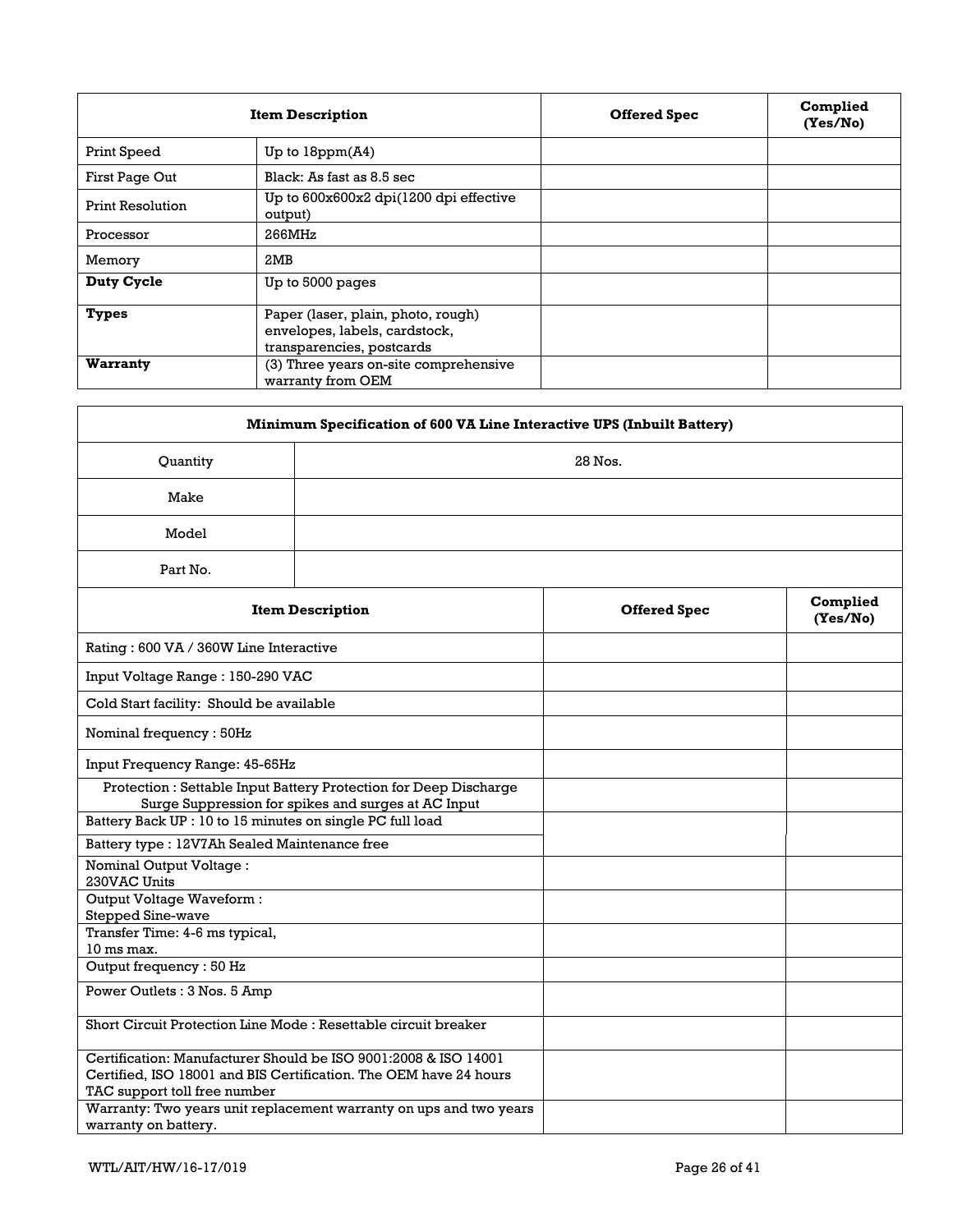| Item Description | | Offered Spec | Complied (Yes/No) |
|---|---|---|---|
| Print Speed | Up to 18ppm(A4) | | |
| First Page Out | Black: As fast as 8.5 sec | | |
| Print Resolution | Up to 600x600x2 dpi(1200 dpi effective output) | | |
| Processor | 266MHz | | |
| Memory | 2MB | | |
| **Duty Cycle** | Up to 5000 pages | | |
| **Types** | Paper (laser, plain, photo, rough) envelopes, labels, cardstock, transparencies, postcards | | |
| **Warranty** | (3) Three years on-site comprehensive warranty from OEM | | |

| **Minimum Specification of 600 VA Line Interactive UPS (Inbuilt Battery)** | | |
|---|---|---|
| Quantity | 28 Nos. | |
| Make | | |
| Model | | |
| Part No. | | |
| **Item Description** | **Offered Spec** | **Complied (Yes/No)** |
| Rating : 600 VA / 360W Line Interactive | | |
| Input Voltage Range : 150-290 VAC | | |
| Cold Start facility: Should be available | | |
| Nominal frequency : 50Hz | | |
| Input Frequency Range: 45-65Hz | | |
| Protection : Settable Input Battery Protection for Deep Discharge Surge Suppression for spikes and surges at AC Input | | |
| Battery Back UP : 10 to 15 minutes on single PC full load | | |
| Battery type : 12V7Ah Sealed Maintenance free | | |
| Nominal Output Voltage : 230VAC Units | | |
| Output Voltage Waveform : Stepped Sine-wave | | |
| Transfer Time: 4-6 ms typical, 10 ms max. | | |
| Output frequency : 50 Hz | | |
| Power Outlets : 3 Nos. 5 Amp | | |
| Short Circuit Protection Line Mode : Resettable circuit breaker | | |
| Certification: Manufacturer Should be ISO 9001:2008 & ISO 14001 Certified, ISO 18001 and BIS Certification. The OEM have 24 hours TAC support toll free number | | |
| Warranty: Two years unit replacement warranty on ups and two years warranty on battery. | | |

WTL/AIT/HW/16-17/019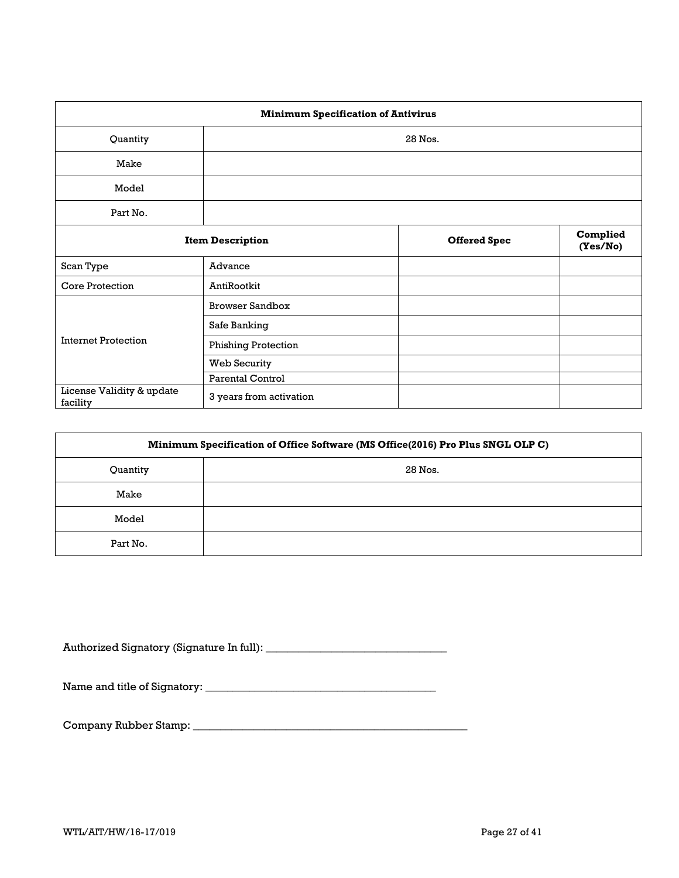| Minimum Specification of Antivirus | | | |
|---|---|---|---|
| Quantity | 28 Nos. | | |
| Make | | | |
| Model | | | |
| Part No. | | | |
| **Item Description** | | **Offered Spec** | **Complied (Yes/No)** |
| Scan Type | Advance | | |
| Core Protection | AntiRootkit | | |
| Internet Protection | Browser Sandbox | | |
| | Safe Banking | | |
| | Phishing Protection | | |
| | Web Security | | |
| | Parental Control | | |
| License Validity & update facility | 3 years from activation | | |

| Minimum Specification of Office Software (MS Office(2016) Pro Plus SNGL OLP C) | |
|---|---|
| Quantity | 28 Nos. |
| Make | |
| Model | |
| Part No. | |

Authorized Signatory (Signature In full): _______________________________

Name and title of Signatory: _________________________________________

Company Rubber Stamp: _________________________________________________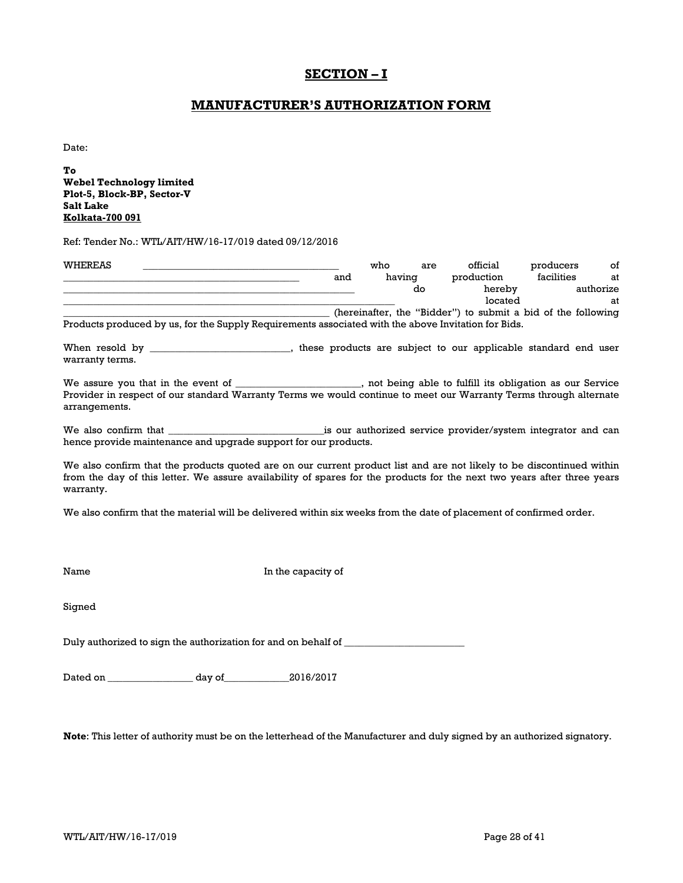## SECTION – I

## MANUFACTURER'S AUTHORIZATION FORM

Date:

**To**
**Webel Technology limited**
**Plot-5, Block-BP, Sector-V**
**Salt Lake**
**Kolkata-700 091**

Ref: Tender No.: WTL/AIT/HW/16-17/019 dated 09/12/2016

WHEREAS ______________________________________ who are official producers of ______________________________________________ and having production facilities at _______________________________________________________ do hereby authorize _______________________________________________________________ located at ______________________________________________________ (hereinafter, the "Bidder") to submit a bid of the following Products produced by us, for the Supply Requirements associated with the above Invitation for Bids.

When resold by ___________________________, these products are subject to our applicable standard end user warranty terms.

We assure you that in the event of ________________________, not being able to fulfill its obligation as our Service Provider in respect of our standard Warranty Terms we would continue to meet our Warranty Terms through alternate arrangements.

We also confirm that _______________________________is our authorized service provider/system integrator and can hence provide maintenance and upgrade support for our products.

We also confirm that the products quoted are on our current product list and are not likely to be discontinued within from the day of this letter. We assure availability of spares for the products for the next two years after three years warranty.

We also confirm that the material will be delivered within six weeks from the date of placement of confirmed order.

Name                                                  In the capacity of

Signed

Duly authorized to sign the authorization for and on behalf of ________________________

Dated on _________________ day of_____________2016/2017

**Note**: This letter of authority must be on the letterhead of the Manufacturer and duly signed by an authorized signatory.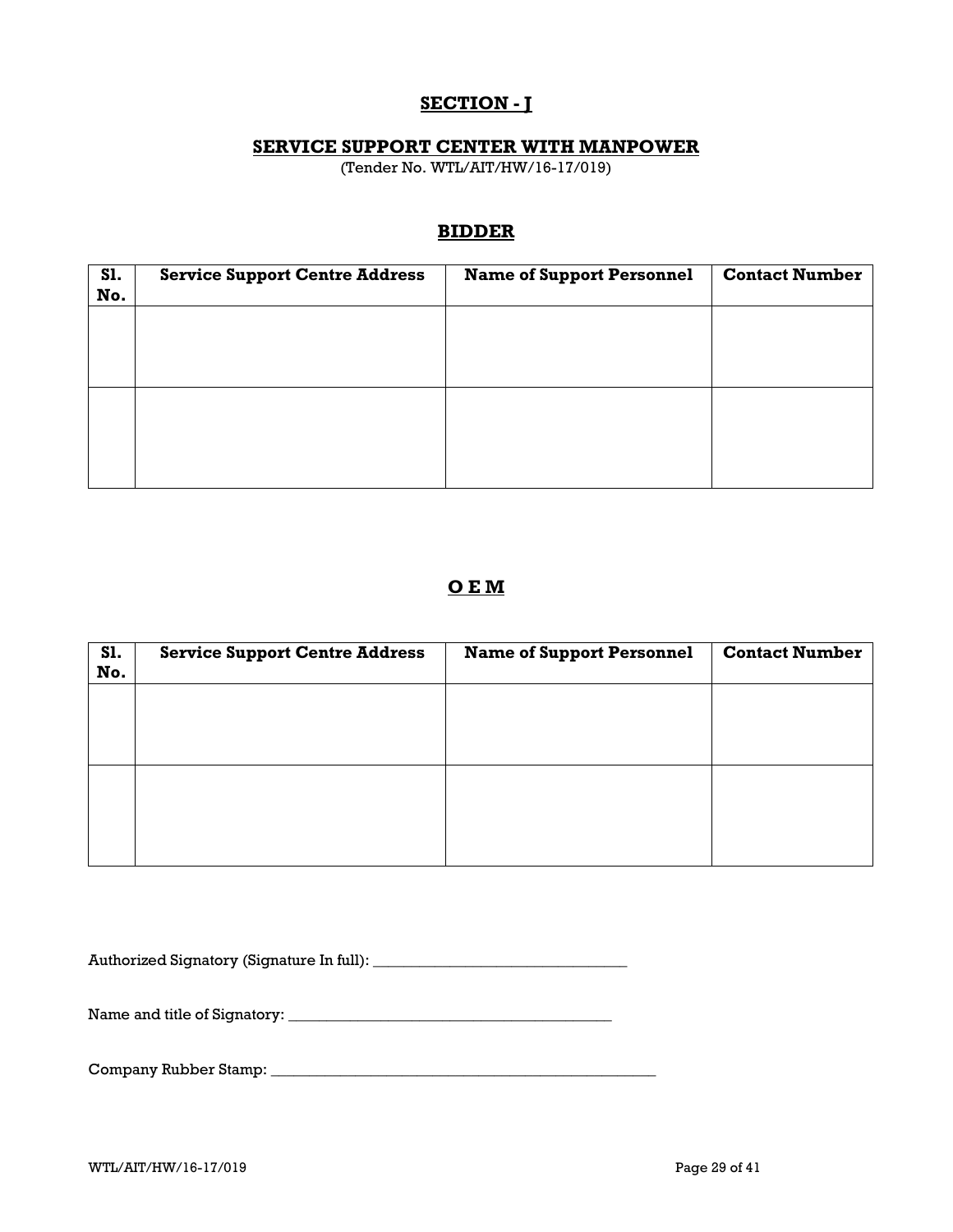## SECTION - J

### SERVICE SUPPORT CENTER WITH MANPOWER

(Tender No. WTL/AIT/HW/16-17/019)

### BIDDER

| Sl. No. | Service Support Centre Address | Name of Support Personnel | Contact Number |
|---|---|---|---|
| | | | |
| | | | |

### O E M

| Sl. No. | Service Support Centre Address | Name of Support Personnel | Contact Number |
|---|---|---|---|
| | | | |
| | | | |

Authorized Signatory (Signature In full): _________________________________

Name and title of Signatory: __________________________________________

Company Rubber Stamp: __________________________________________________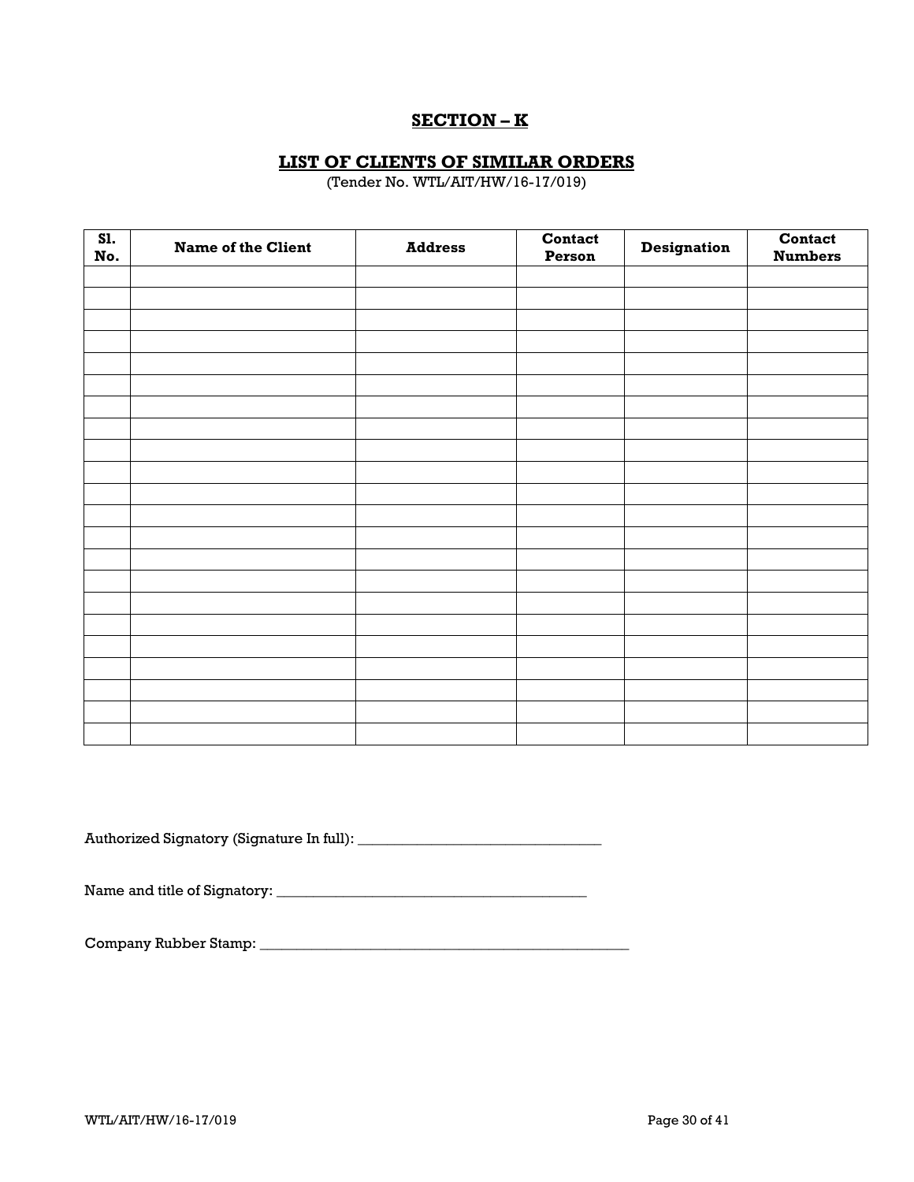## SECTION – K

## LIST OF CLIENTS OF SIMILAR ORDERS

(Tender No. WTL/AIT/HW/16-17/019)

| Sl. No. | Name of the Client | Address | Contact Person | Designation | Contact Numbers |
|---|---|---|---|---|---|
| | | | | | |
| | | | | | |
| | | | | | |
| | | | | | |
| | | | | | |
| | | | | | |
| | | | | | |
| | | | | | |
| | | | | | |
| | | | | | |
| | | | | | |
| | | | | | |
| | | | | | |
| | | | | | |
| | | | | | |
| | | | | | |
| | | | | | |
| | | | | | |
| | | | | | |
| | | | | | |
| | | | | | |
| | | | | | |

Authorized Signatory (Signature In full): _________________________________

Name and title of Signatory: ___________________________________________

Company Rubber Stamp: ____________________________________________________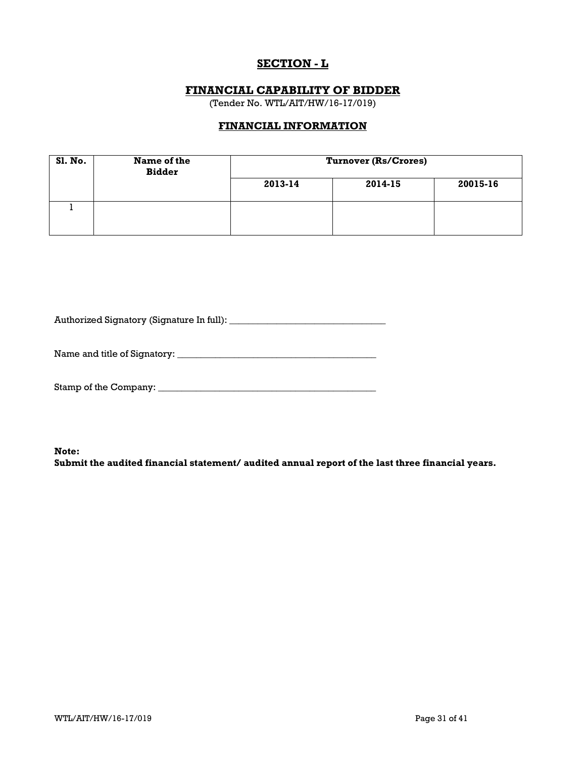## SECTION - L

## FINANCIAL CAPABILITY OF BIDDER

(Tender No. WTL/AIT/HW/16-17/019)

### FINANCIAL INFORMATION

| Sl. No. | Name of the Bidder | Turnover (Rs/Crores) | | |
|---|---|---|---|---|
| | | 2013-14 | 2014-15 | 20015-16 |
| 1 | | | | |

Authorized Signatory (Signature In full): _________________________________

Name and title of Signatory: __________________________________________

Stamp of the Company: ______________________________________________

**Note:**
**Submit the audited financial statement/ audited annual report of the last three financial years.**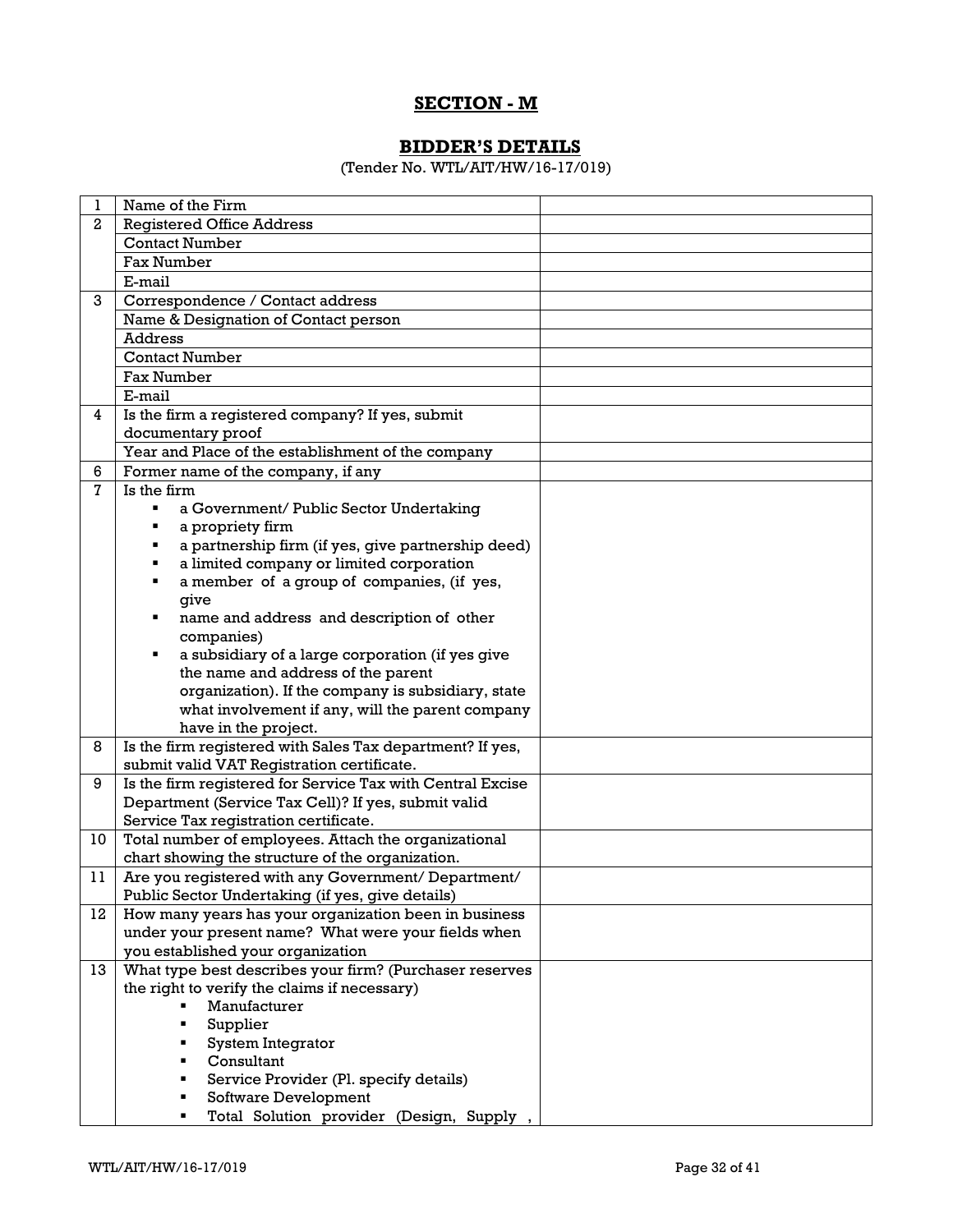## SECTION - M

## BIDDER'S DETAILS

(Tender No. WTL/AIT/HW/16-17/019)

| | | |
|---|---|---|
| 1 | Name of the Firm | |
| 2 | Registered Office Address | |
| | Contact Number | |
| | Fax Number | |
| | E-mail | |
| 3 | Correspondence / Contact address | |
| | Name & Designation of Contact person | |
| | Address | |
| | Contact Number | |
| | Fax Number | |
| | E-mail | |
| 4 | Is the firm a registered company? If yes, submit documentary proof | |
| | Year and Place of the establishment of the company | |
| 6 | Former name of the company, if any | |
| 7 | Is the firm<br>▪ a Government/ Public Sector Undertaking<br>▪ a propriety firm<br>▪ a partnership firm (if yes, give partnership deed)<br>▪ a limited company or limited corporation<br>▪ a member of a group of companies, (if yes, give<br>▪ name and address and description of other companies)<br>▪ a subsidiary of a large corporation (if yes give the name and address of the parent organization). If the company is subsidiary, state what involvement if any, will the parent company have in the project. | |
| 8 | Is the firm registered with Sales Tax department? If yes, submit valid VAT Registration certificate. | |
| 9 | Is the firm registered for Service Tax with Central Excise Department (Service Tax Cell)? If yes, submit valid Service Tax registration certificate. | |
| 10 | Total number of employees. Attach the organizational chart showing the structure of the organization. | |
| 11 | Are you registered with any Government/ Department/ Public Sector Undertaking (if yes, give details) | |
| 12 | How many years has your organization been in business under your present name? What were your fields when you established your organization | |
| 13 | What type best describes your firm? (Purchaser reserves the right to verify the claims if necessary)<br>▪ Manufacturer<br>▪ Supplier<br>▪ System Integrator<br>▪ Consultant<br>▪ Service Provider (Pl. specify details)<br>▪ Software Development<br>▪ Total Solution provider (Design, Supply , | |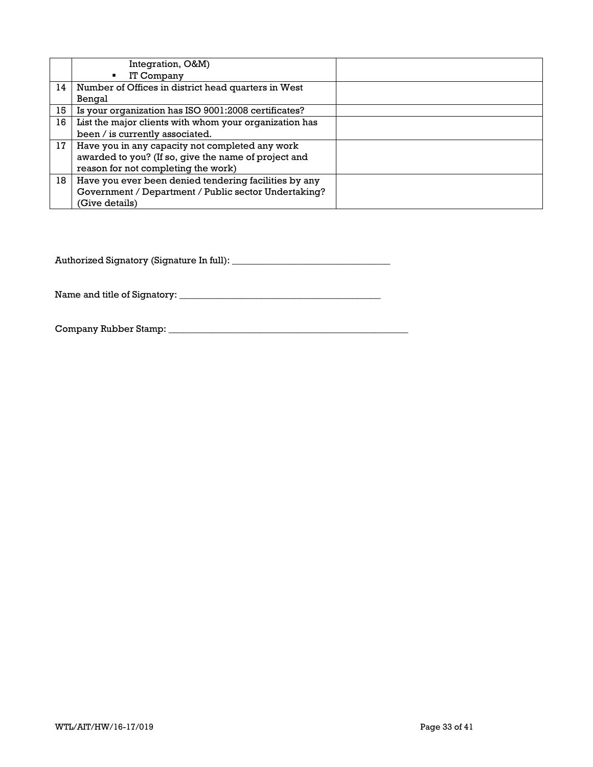| | | |
|---|---|---|
| | Integration, O&M)<br>▪ IT Company | |
| 14 | Number of Offices in district head quarters in West Bengal | |
| 15 | Is your organization has ISO 9001:2008 certificates? | |
| 16 | List the major clients with whom your organization has been / is currently associated. | |
| 17 | Have you in any capacity not completed any work awarded to you? (If so, give the name of project and reason for not completing the work) | |
| 18 | Have you ever been denied tendering facilities by any Government / Department / Public sector Undertaking? (Give details) | |

Authorized Signatory (Signature In full): _________________________________

Name and title of Signatory: __________________________________________

Company Rubber Stamp: ____________________________________________________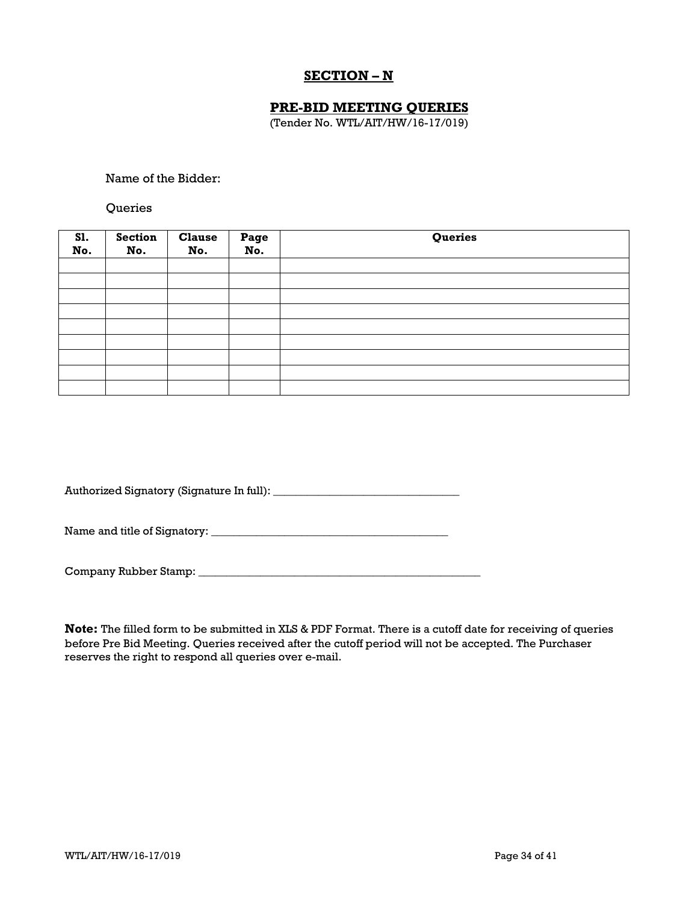## SECTION – N

### PRE-BID MEETING QUERIES

(Tender No. WTL/AIT/HW/16-17/019)

Name of the Bidder:

Queries

| Sl. No. | Section No. | Clause No. | Page No. | Queries |
|---|---|---|---|---|
| | | | | |
| | | | | |
| | | | | |
| | | | | |
| | | | | |
| | | | | |
| | | | | |
| | | | | |
| | | | | |

Authorized Signatory (Signature In full): _________________________________

Name and title of Signatory: __________________________________________

Company Rubber Stamp: ____________________________________________________

**Note:** The filled form to be submitted in XLS & PDF Format. There is a cutoff date for receiving of queries before Pre Bid Meeting. Queries received after the cutoff period will not be accepted. The Purchaser reserves the right to respond all queries over e-mail.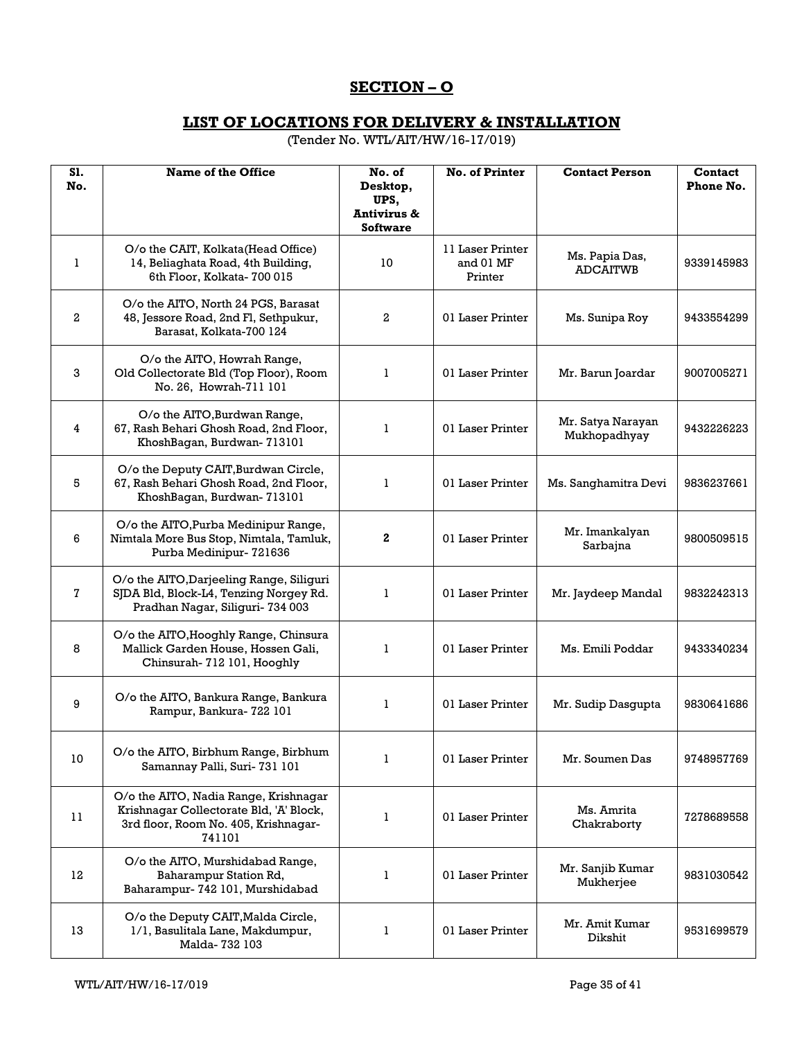## SECTION – O

## LIST OF LOCATIONS FOR DELIVERY & INSTALLATION

(Tender No. WTL/AIT/HW/16-17/019)

| Sl. No. | Name of the Office | No. of Desktop, UPS, Antivirus & Software | No. of Printer | Contact Person | Contact Phone No. |
|---|---|---|---|---|---|
| 1 | O/o the CAIT, Kolkata(Head Office) 14, Beliaghata Road, 4th Building, 6th Floor, Kolkata- 700 015 | 10 | 11 Laser Printer and 01 MF Printer | Ms. Papia Das, ADCAITWB | 9339145983 |
| 2 | O/o the AITO, North 24 PGS, Barasat 48, Jessore Road, 2nd Fl, Sethpukur, Barasat, Kolkata-700 124 | 2 | 01 Laser Printer | Ms. Sunipa Roy | 9433554299 |
| 3 | O/o the AITO, Howrah Range, Old Collectorate Bld (Top Floor), Room No. 26, Howrah-711 101 | 1 | 01 Laser Printer | Mr. Barun Joardar | 9007005271 |
| 4 | O/o the AITO,Burdwan Range, 67, Rash Behari Ghosh Road, 2nd Floor, KhoshBagan, Burdwan- 713101 | 1 | 01 Laser Printer | Mr. Satya Narayan Mukhopadhyay | 9432226223 |
| 5 | O/o the Deputy CAIT,Burdwan Circle, 67, Rash Behari Ghosh Road, 2nd Floor, KhoshBagan, Burdwan- 713101 | 1 | 01 Laser Printer | Ms. Sanghamitra Devi | 9836237661 |
| 6 | O/o the AITO,Purba Medinipur Range, Nimtala More Bus Stop, Nimtala, Tamluk, Purba Medinipur- 721636 | **2** | 01 Laser Printer | Mr. Imankalyan Sarbajna | 9800509515 |
| 7 | O/o the AITO,Darjeeling Range, Siliguri SJDA Bld, Block-L4, Tenzing Norgey Rd. Pradhan Nagar, Siliguri- 734 003 | 1 | 01 Laser Printer | Mr. Jaydeep Mandal | 9832242313 |
| 8 | O/o the AITO,Hooghly Range, Chinsura Mallick Garden House, Hossen Gali, Chinsurah- 712 101, Hooghly | 1 | 01 Laser Printer | Ms. Emili Poddar | 9433340234 |
| 9 | O/o the AITO, Bankura Range, Bankura Rampur, Bankura- 722 101 | 1 | 01 Laser Printer | Mr. Sudip Dasgupta | 9830641686 |
| 10 | O/o the AITO, Birbhum Range, Birbhum Samannay Palli, Suri- 731 101 | 1 | 01 Laser Printer | Mr. Soumen Das | 9748957769 |
| 11 | O/o the AITO, Nadia Range, Krishnagar Krishnagar Collectorate Bld, 'A' Block, 3rd floor, Room No. 405, Krishnagar-741101 | 1 | 01 Laser Printer | Ms. Amrita Chakraborty | 7278689558 |
| 12 | O/o the AITO, Murshidabad Range, Baharampur Station Rd, Baharampur- 742 101, Murshidabad | 1 | 01 Laser Printer | Mr. Sanjib Kumar Mukherjee | 9831030542 |
| 13 | O/o the Deputy CAIT,Malda Circle, 1/1, Basulitala Lane, Makdumpur, Malda- 732 103 | 1 | 01 Laser Printer | Mr. Amit Kumar Dikshit | 9531699579 |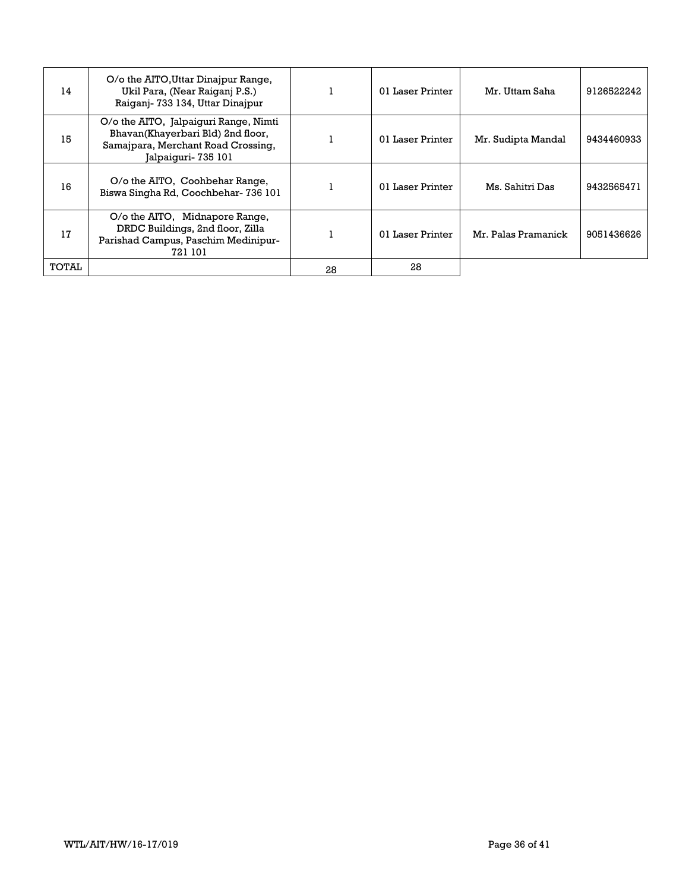| 14 | O/o the AITO,Uttar Dinajpur Range, Ukil Para, (Near Raiganj P.S.) Raiganj- 733 134, Uttar Dinajpur | 1 | 01 Laser Printer | Mr. Uttam Saha | 9126522242 |
|---|---|---|---|---|---|
| 15 | O/o the AITO, Jalpaiguri Range, Nimti Bhavan(Khayerbari Bld) 2nd floor, Samajpara, Merchant Road Crossing, Jalpaiguri- 735 101 | 1 | 01 Laser Printer | Mr. Sudipta Mandal | 9434460933 |
| 16 | O/o the AITO, Coohbehar Range, Biswa Singha Rd, Coochbehar- 736 101 | 1 | 01 Laser Printer | Ms. Sahitri Das | 9432565471 |
| 17 | O/o the AITO, Midnapore Range, DRDC Buildings, 2nd floor, Zilla Parishad Campus, Paschim Medinipur- 721 101 | 1 | 01 Laser Printer | Mr. Palas Pramanick | 9051436626 |
| TOTAL | | 28 | 28 | | |

WTL/AIT/HW/16-17/019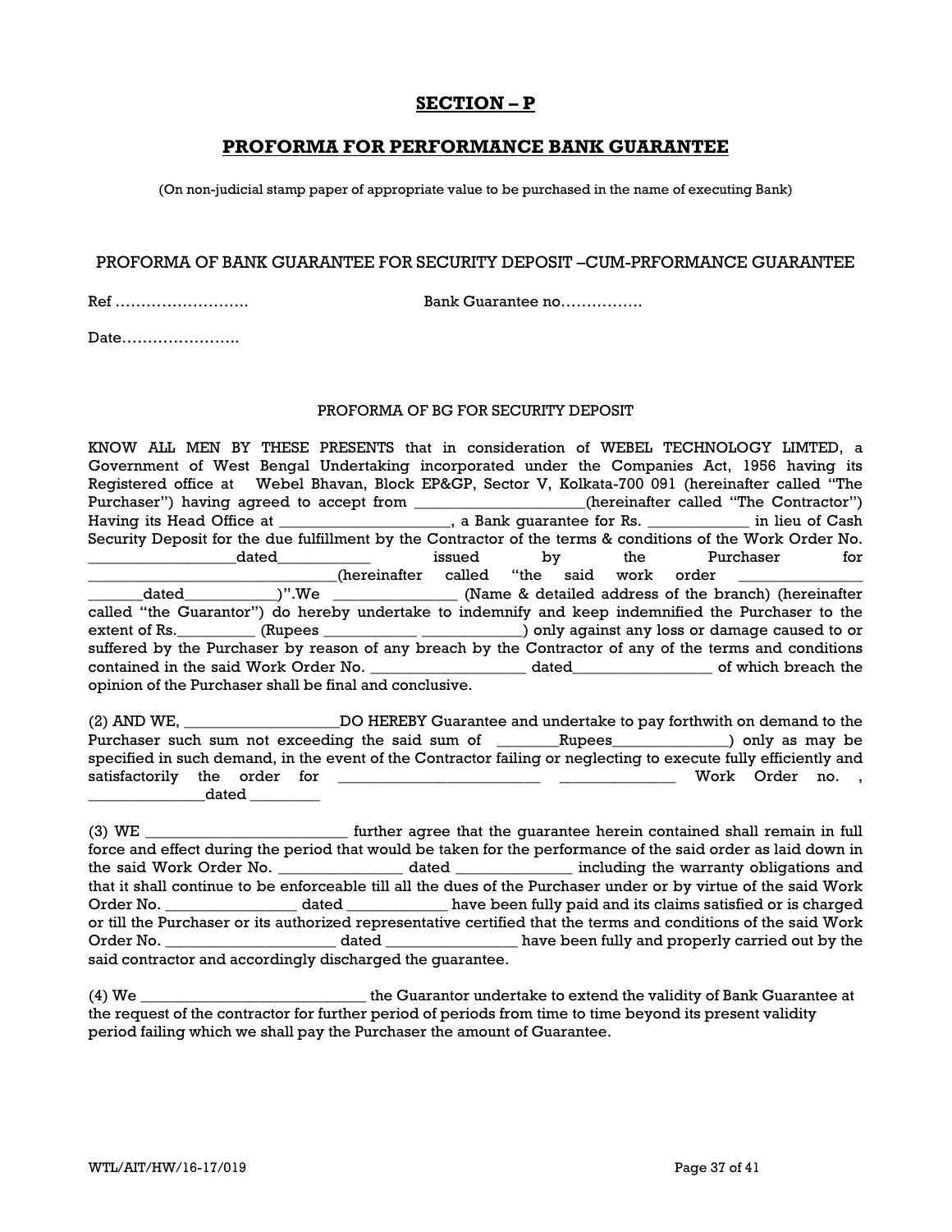## SECTION – P

## PROFORMA FOR PERFORMANCE BANK GUARANTEE

(On non-judicial stamp paper of appropriate value to be purchased in the name of executing Bank)

PROFORMA OF BANK GUARANTEE FOR SECURITY DEPOSIT –CUM-PRFORMANCE GUARANTEE

Ref …………………….. Bank Guarantee no…………….

Date…………………..

PROFORMA OF BG FOR SECURITY DEPOSIT

KNOW ALL MEN BY THESE PRESENTS that in consideration of WEBEL TECHNOLOGY LIMTED, a Government of West Bengal Undertaking incorporated under the Companies Act, 1956 having its Registered office at Webel Bhavan, Block EP&GP, Sector V, Kolkata-700 091 (hereinafter called "The Purchaser") having agreed to accept from _____________________(hereinafter called "The Contractor") Having its Head Office at _____________________, a Bank guarantee for Rs. ____________ in lieu of Cash Security Deposit for the due fulfillment by the Contractor of the terms & conditions of the Work Order No. __________________dated___________ issued by the Purchaser for ______________________________(hereinafter called "the said work order _______________ _______dated___________)".We _______________ (Name & detailed address of the branch) (hereinafter called "the Guarantor") do hereby undertake to indemnify and keep indemnified the Purchaser to the extent of Rs._________ (Rupees ___________ ____________) only against any loss or damage caused to or suffered by the Purchaser by reason of any breach by the Contractor of any of the terms and conditions contained in the said Work Order No. ___________________ dated_________________ of which breach the opinion of the Purchaser shall be final and conclusive.

(2) AND WE, ___________________DO HEREBY Guarantee and undertake to pay forthwith on demand to the Purchaser such sum not exceeding the said sum of ________Rupees______________) only as may be specified in such demand, in the event of the Contractor failing or neglecting to execute fully efficiently and satisfactorily the order for _________________________ _______________ Work Order no. , ______________dated ________

(3) WE _________________________ further agree that the guarantee herein contained shall remain in full force and effect during the period that would be taken for the performance of the said order as laid down in the said Work Order No. _______________ dated ______________ including the warranty obligations and that it shall continue to be enforceable till all the dues of the Purchaser under or by virtue of the said Work Order No. ________________ dated ____________ have been fully paid and its claims satisfied or is charged or till the Purchaser or its authorized representative certified that the terms and conditions of the said Work Order No. _____________________ dated ________________ have been fully and properly carried out by the said contractor and accordingly discharged the guarantee.

(4) We _____________________________ the Guarantor undertake to extend the validity of Bank Guarantee at the request of the contractor for further period of periods from time to time beyond its present validity period failing which we shall pay the Purchaser the amount of Guarantee.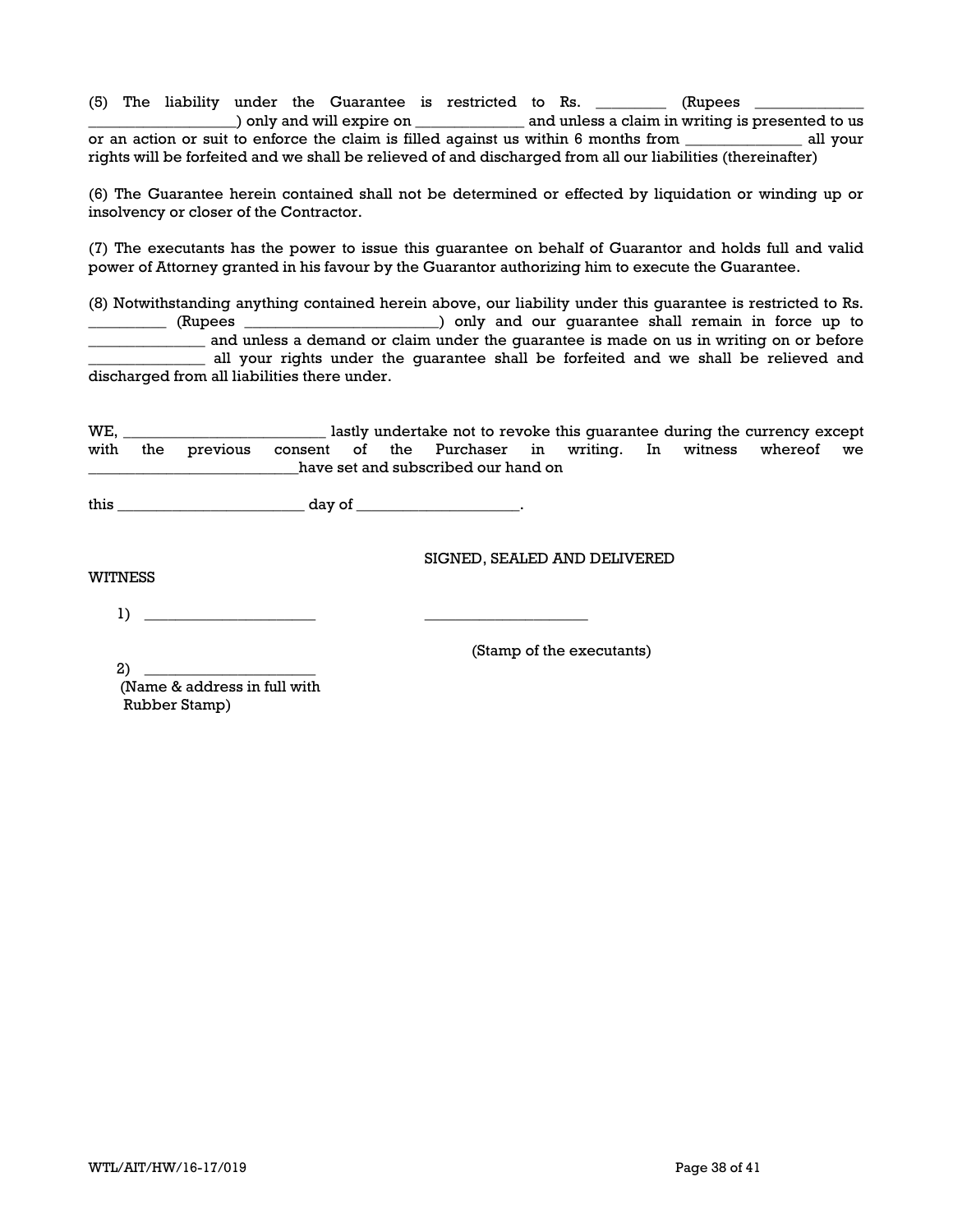(5) The liability under the Guarantee is restricted to Rs. _________ (Rupees ______________ ___________________) only and will expire on ______________ and unless a claim in writing is presented to us or an action or suit to enforce the claim is filled against us within 6 months from _______________ all your rights will be forfeited and we shall be relieved of and discharged from all our liabilities (thereinafter)

(6) The Guarantee herein contained shall not be determined or effected by liquidation or winding up or insolvency or closer of the Contractor.

(7) The executants has the power to issue this guarantee on behalf of Guarantor and holds full and valid power of Attorney granted in his favour by the Guarantor authorizing him to execute the Guarantee.

(8) Notwithstanding anything contained herein above, our liability under this guarantee is restricted to Rs. __________ (Rupees _________________________) only and our guarantee shall remain in force up to _______________ and unless a demand or claim under the guarantee is made on us in writing on or before _______________ all your rights under the guarantee shall be forfeited and we shall be relieved and discharged from all liabilities there under.

WE, __________________________ lastly undertake not to revoke this guarantee during the currency except with the previous consent of the Purchaser in writing. In witness whereof we ____________________________have set and subscribed our hand on

this _________________________ day of _____________________.

SIGNED, SEALED AND DELIVERED

WITNESS

1) _______________________ ______________________

(Stamp of the executants)

2) _______________________

(Name & address in full with Rubber Stamp)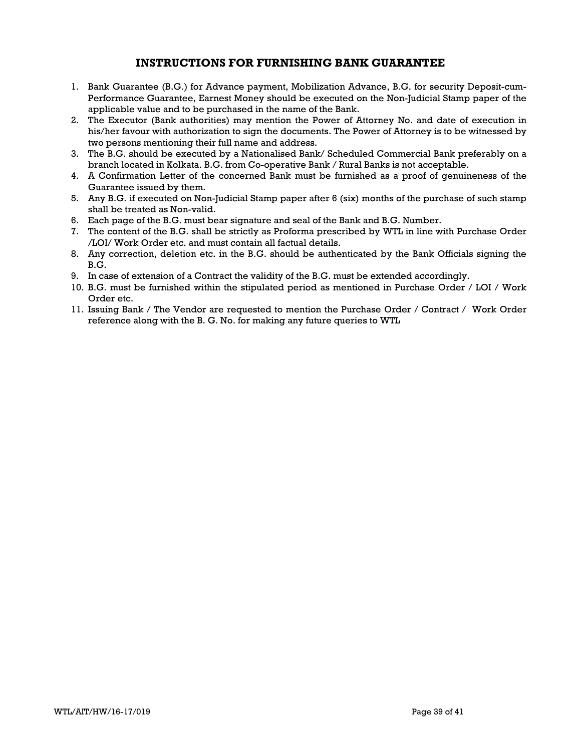## INSTRUCTIONS FOR FURNISHING BANK GUARANTEE

1. Bank Guarantee (B.G.) for Advance payment, Mobilization Advance, B.G. for security Deposit-cum-Performance Guarantee, Earnest Money should be executed on the Non-Judicial Stamp paper of the applicable value and to be purchased in the name of the Bank.
2. The Executor (Bank authorities) may mention the Power of Attorney No. and date of execution in his/her favour with authorization to sign the documents. The Power of Attorney is to be witnessed by two persons mentioning their full name and address.
3. The B.G. should be executed by a Nationalised Bank/ Scheduled Commercial Bank preferably on a branch located in Kolkata. B.G. from Co-operative Bank / Rural Banks is not acceptable.
4. A Confirmation Letter of the concerned Bank must be furnished as a proof of genuineness of the Guarantee issued by them.
5. Any B.G. if executed on Non-Judicial Stamp paper after 6 (six) months of the purchase of such stamp shall be treated as Non-valid.
6. Each page of the B.G. must bear signature and seal of the Bank and B.G. Number.
7. The content of the B.G. shall be strictly as Proforma prescribed by WTL in line with Purchase Order /LOI/ Work Order etc. and must contain all factual details.
8. Any correction, deletion etc. in the B.G. should be authenticated by the Bank Officials signing the B.G.
9. In case of extension of a Contract the validity of the B.G. must be extended accordingly.
10. B.G. must be furnished within the stipulated period as mentioned in Purchase Order / LOI / Work Order etc.
11. Issuing Bank / The Vendor are requested to mention the Purchase Order / Contract / Work Order reference along with the B. G. No. for making any future queries to WTL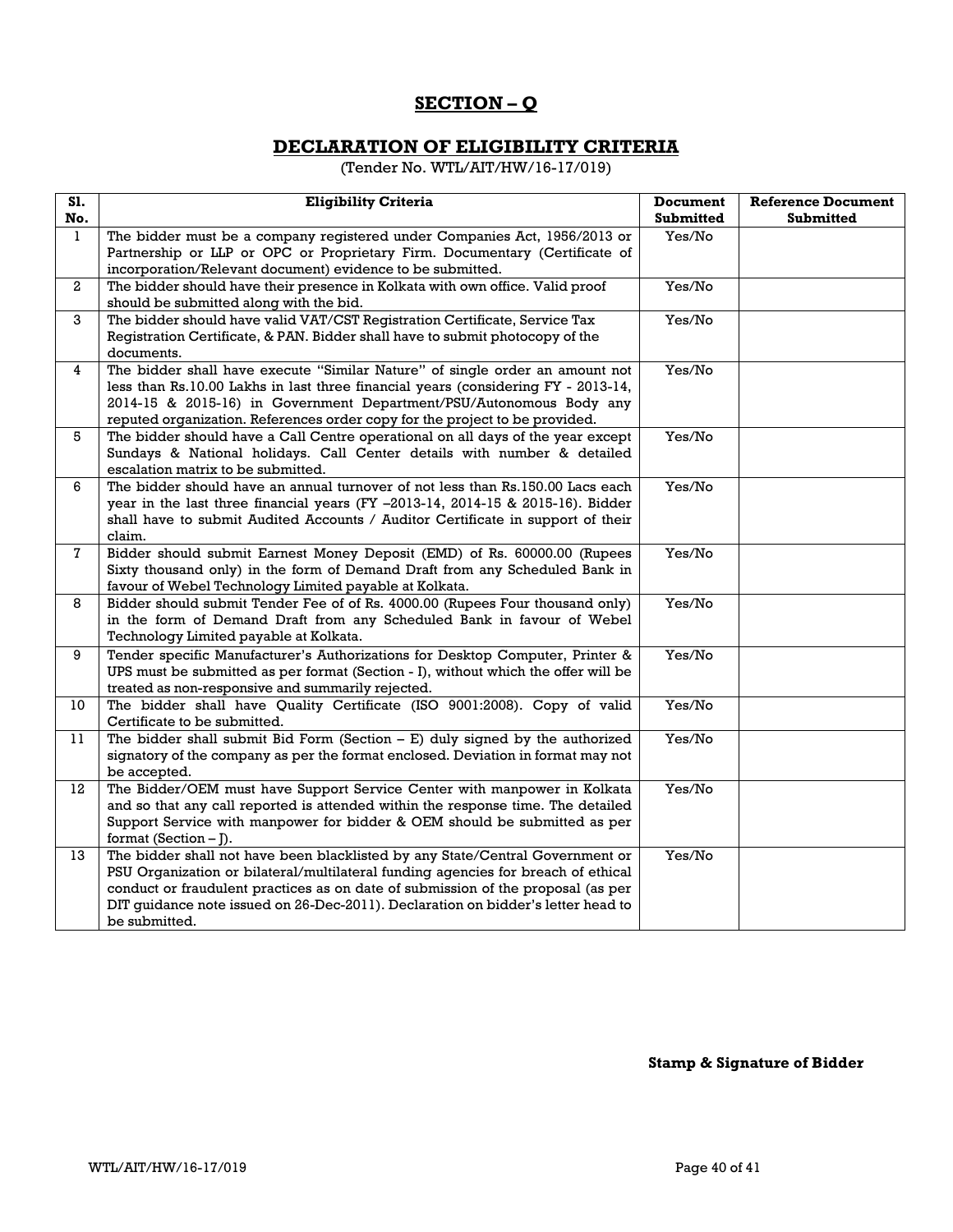# SECTION – Q

## DECLARATION OF ELIGIBILITY CRITERIA

(Tender No. WTL/AIT/HW/16-17/019)

| Sl. No. | Eligibility Criteria | Document Submitted | Reference Document Submitted |
|---|---|---|---|
| 1 | The bidder must be a company registered under Companies Act, 1956/2013 or Partnership or LLP or OPC or Proprietary Firm. Documentary (Certificate of incorporation/Relevant document) evidence to be submitted. | Yes/No | |
| 2 | The bidder should have their presence in Kolkata with own office. Valid proof should be submitted along with the bid. | Yes/No | |
| 3 | The bidder should have valid VAT/CST Registration Certificate, Service Tax Registration Certificate, & PAN. Bidder shall have to submit photocopy of the documents. | Yes/No | |
| 4 | The bidder shall have execute "Similar Nature" of single order an amount not less than Rs.10.00 Lakhs in last three financial years (considering FY - 2013-14, 2014-15 & 2015-16) in Government Department/PSU/Autonomous Body any reputed organization. References order copy for the project to be provided. | Yes/No | |
| 5 | The bidder should have a Call Centre operational on all days of the year except Sundays & National holidays. Call Center details with number & detailed escalation matrix to be submitted. | Yes/No | |
| 6 | The bidder should have an annual turnover of not less than Rs.150.00 Lacs each year in the last three financial years (FY –2013-14, 2014-15 & 2015-16). Bidder shall have to submit Audited Accounts / Auditor Certificate in support of their claim. | Yes/No | |
| 7 | Bidder should submit Earnest Money Deposit (EMD) of Rs. 60000.00 (Rupees Sixty thousand only) in the form of Demand Draft from any Scheduled Bank in favour of Webel Technology Limited payable at Kolkata. | Yes/No | |
| 8 | Bidder should submit Tender Fee of of Rs. 4000.00 (Rupees Four thousand only) in the form of Demand Draft from any Scheduled Bank in favour of Webel Technology Limited payable at Kolkata. | Yes/No | |
| 9 | Tender specific Manufacturer's Authorizations for Desktop Computer, Printer & UPS must be submitted as per format (Section - I), without which the offer will be treated as non-responsive and summarily rejected. | Yes/No | |
| 10 | The bidder shall have Quality Certificate (ISO 9001:2008). Copy of valid Certificate to be submitted. | Yes/No | |
| 11 | The bidder shall submit Bid Form (Section – E) duly signed by the authorized signatory of the company as per the format enclosed. Deviation in format may not be accepted. | Yes/No | |
| 12 | The Bidder/OEM must have Support Service Center with manpower in Kolkata and so that any call reported is attended within the response time. The detailed Support Service with manpower for bidder & OEM should be submitted as per format (Section – J). | Yes/No | |
| 13 | The bidder shall not have been blacklisted by any State/Central Government or PSU Organization or bilateral/multilateral funding agencies for breach of ethical conduct or fraudulent practices as on date of submission of the proposal (as per DIT guidance note issued on 26-Dec-2011). Declaration on bidder's letter head to be submitted. | Yes/No | |

**Stamp & Signature of Bidder**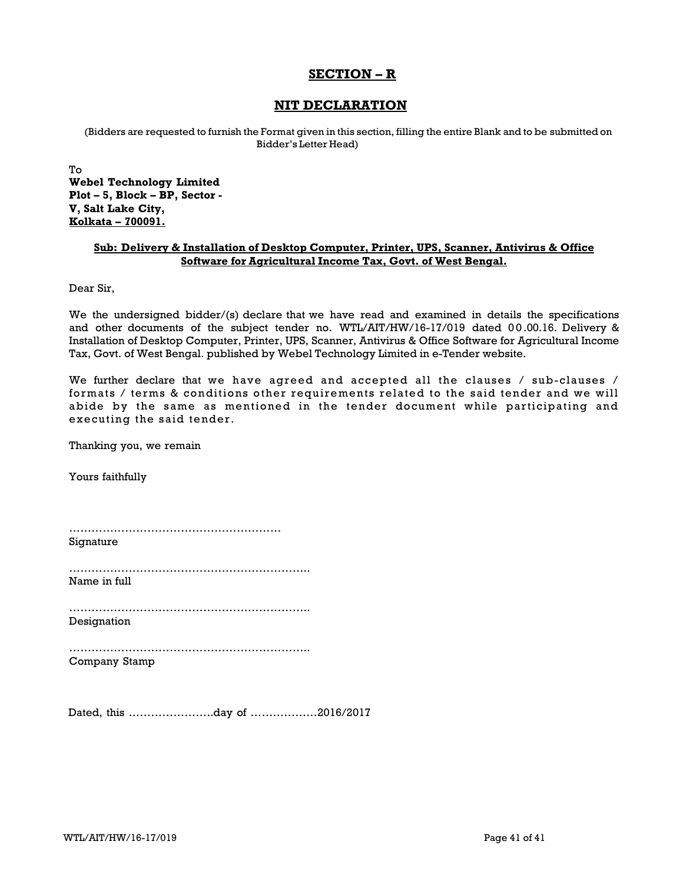## SECTION – R

## NIT DECLARATION

(Bidders are requested to furnish the Format given in this section, filling the entire Blank and to be submitted on Bidder's Letter Head)

To
**Webel Technology Limited**
**Plot – 5, Block – BP, Sector - V, Salt Lake City,**
**Kolkata – 700091.**

**Sub: Delivery & Installation of Desktop Computer, Printer, UPS, Scanner, Antivirus & Office Software for Agricultural Income Tax, Govt. of West Bengal.**

Dear Sir,

We the undersigned bidder/(s) declare that we have read and examined in details the specifications and other documents of the subject tender no. WTL/AIT/HW/16-17/019 dated 00.00.16. Delivery & Installation of Desktop Computer, Printer, UPS, Scanner, Antivirus & Office Software for Agricultural Income Tax, Govt. of West Bengal. published by Webel Technology Limited in e-Tender website.

We further declare that we have agreed and accepted all the clauses / sub-clauses / formats / terms & conditions other requirements related to the said tender and we will abide by the same as mentioned in the tender document while participating and executing the said tender.

Thanking you, we remain

Yours faithfully

…………………………………………………
Signature

………………………………………………………..
Name in full

………………………………………………………..
Designation

………………………………………………………..
Company Stamp

Dated, this …………………..day of ………………2016/2017